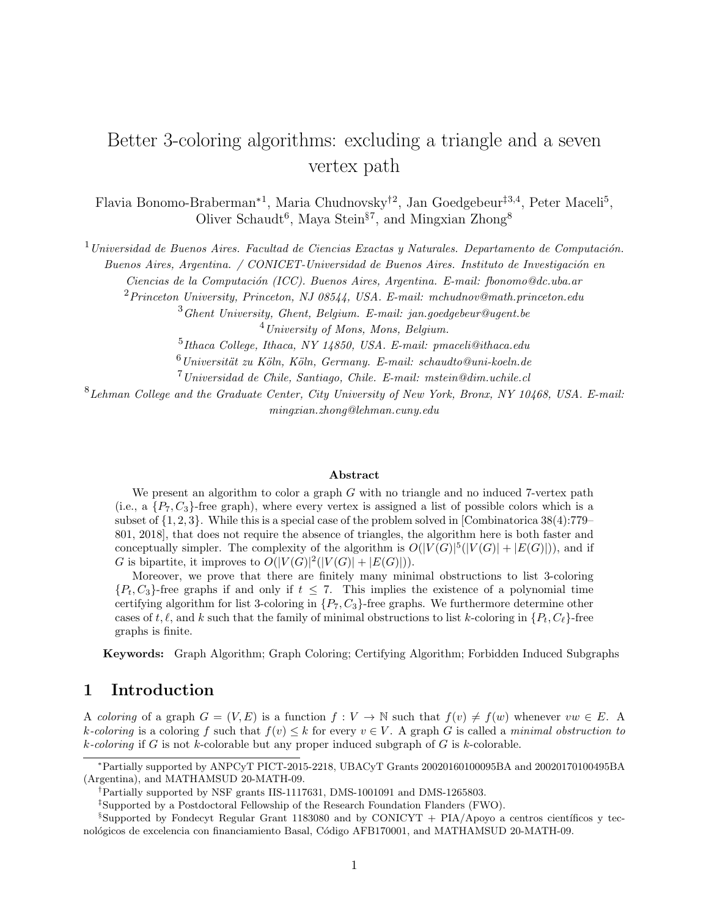# Better 3-coloring algorithms: excluding a triangle and a seven vertex path

Flavia Bonomo-Braberman*[1], Maria Chudnovsky†[2], Jan Goedgebeur‡[3,4], Peter Maceli[5], Oliver Schaudt[6], Maya Stein§[7], and Mingxian Zhong[8]

[1] *Universidad de Buenos Aires. Facultad de Ciencias Exactas y Naturales. Departamento de Computación. Buenos Aires, Argentina. / CONICET-Universidad de Buenos Aires. Instituto de Investigación en Ciencias de la Computación (ICC). Buenos Aires, Argentina. E-mail: fbonomo@dc.uba.ar*

[2] *Princeton University, Princeton, NJ 08544, USA. E-mail: mchudnov@math.princeton.edu*

[3] *Ghent University, Ghent, Belgium. E-mail: jan.goedgebeur@ugent.be*

[4] *University of Mons, Mons, Belgium.*

[5] *Ithaca College, Ithaca, NY 14850, USA. E-mail: pmaceli@ithaca.edu*

[6] *Universität zu Köln, Köln, Germany. E-mail: schaudto@uni-koeln.de*

[7] *Universidad de Chile, Santiago, Chile. E-mail: mstein@dim.uchile.cl*

[8] *Lehman College and the Graduate Center, City University of New York, Bronx, NY 10468, USA. E-mail: mingxian.zhong@lehman.cuny.edu*

**Abstract**

We present an algorithm to color a graph $G$ with no triangle and no induced 7-vertex path (i.e., a $\{P_7, C_3\}$-free graph), where every vertex is assigned a list of possible colors which is a subset of $\{1, 2, 3\}$. While this is a special case of the problem solved in [Combinatorica 38(4):779–801, 2018], that does not require the absence of triangles, the algorithm here is both faster and conceptually simpler. The complexity of the algorithm is $O(|V(G)|^5(|V(G)| + |E(G)|))$, and if $G$ is bipartite, it improves to $O(|V(G)|^2(|V(G)| + |E(G)|))$.

Moreover, we prove that there are finitely many minimal obstructions to list 3-coloring $\{P_t, C_3\}$-free graphs if and only if $t \leq 7$. This implies the existence of a polynomial time certifying algorithm for list 3-coloring in $\{P_7, C_3\}$-free graphs. We furthermore determine other cases of $t$, $\ell$, and $k$ such that the family of minimal obstructions to list $k$-coloring in $\{P_t, C_\ell\}$-free graphs is finite.

**Keywords:** Graph Algorithm; Graph Coloring; Certifying Algorithm; Forbidden Induced Subgraphs

## 1 Introduction

A *coloring* of a graph $G = (V, E)$ is a function $f : V \to \mathbb{N}$ such that $f(v) \neq f(w)$ whenever $vw \in E$. A *$k$-coloring* is a coloring $f$ such that $f(v) \leq k$ for every $v \in V$. A graph $G$ is called a *minimal obstruction to $k$-coloring* if $G$ is not $k$-colorable but any proper induced subgraph of $G$ is $k$-colorable.

---

*Partially supported by ANPCyT PICT-2015-2218, UBACyT Grants 20020160100095BA and 20020170100495BA (Argentina), and MATHAMSUD 20-MATH-09.

†Partially supported by NSF grants IIS-1117631, DMS-1001091 and DMS-1265803.

‡Supported by a Postdoctoral Fellowship of the Research Foundation Flanders (FWO).

§Supported by Fondecyt Regular Grant 1183080 and by CONICYT + PIA/Apoyo a centros científicos y tecnológicos de excelencia con financiamiento Basal, Código AFB170001, and MATHAMSUD 20-MATH-09.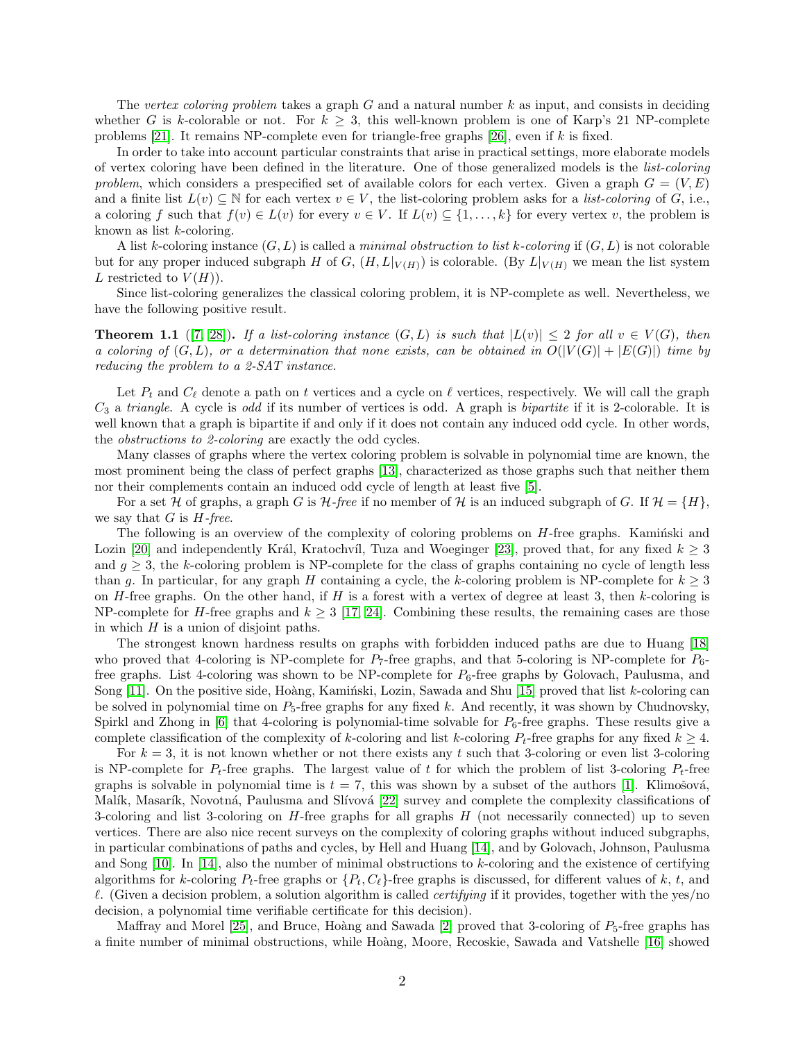The *vertex coloring problem* takes a graph $G$ and a natural number $k$ as input, and consists in deciding whether $G$ is $k$-colorable or not. For $k \geq 3$, this well-known problem is one of Karp's 21 NP-complete problems [21]. It remains NP-complete even for triangle-free graphs [26], even if $k$ is fixed.

In order to take into account particular constraints that arise in practical settings, more elaborate models of vertex coloring have been defined in the literature. One of those generalized models is the *list-coloring problem*, which considers a prespecified set of available colors for each vertex. Given a graph $G = (V, E)$ and a finite list $L(v) \subseteq \mathbb{N}$ for each vertex $v \in V$, the list-coloring problem asks for a *list-coloring* of $G$, i.e., a coloring $f$ such that $f(v) \in L(v)$ for every $v \in V$. If $L(v) \subseteq \{1, \ldots, k\}$ for every vertex $v$, the problem is known as list $k$-coloring.

A list $k$-coloring instance $(G, L)$ is called a *minimal obstruction to list $k$-coloring* if $(G, L)$ is not colorable but for any proper induced subgraph $H$ of $G$, $(H, L|_{V(H)})$ is colorable. (By $L|_{V(H)}$ we mean the list system $L$ restricted to $V(H)$).

Since list-coloring generalizes the classical coloring problem, it is NP-complete as well. Nevertheless, we have the following positive result.

**Theorem 1.1** ([7, 28]). *If a list-coloring instance $(G, L)$ is such that $|L(v)| \leq 2$ for all $v \in V(G)$, then a coloring of $(G, L)$, or a determination that none exists, can be obtained in $O(|V(G)| + |E(G)|)$ time by reducing the problem to a 2-SAT instance.*

Let $P_t$ and $C_\ell$ denote a path on $t$ vertices and a cycle on $\ell$ vertices, respectively. We will call the graph $C_3$ a *triangle*. A cycle is *odd* if its number of vertices is odd. A graph is *bipartite* if it is 2-colorable. It is well known that a graph is bipartite if and only if it does not contain any induced odd cycle. In other words, the *obstructions to 2-coloring* are exactly the odd cycles.

Many classes of graphs where the vertex coloring problem is solvable in polynomial time are known, the most prominent being the class of perfect graphs [13], characterized as those graphs such that neither them nor their complements contain an induced odd cycle of length at least five [5].

For a set $\mathcal{H}$ of graphs, a graph $G$ is *$\mathcal{H}$-free* if no member of $\mathcal{H}$ is an induced subgraph of $G$. If $\mathcal{H} = \{H\}$, we say that $G$ is *$H$-free*.

The following is an overview of the complexity of coloring problems on $H$-free graphs. Kamiński and Lozin [20] and independently Král, Kratochvíl, Tuza and Woeginger [23], proved that, for any fixed $k \geq 3$ and $g \geq 3$, the $k$-coloring problem is NP-complete for the class of graphs containing no cycle of length less than $g$. In particular, for any graph $H$ containing a cycle, the $k$-coloring problem is NP-complete for $k \geq 3$ on $H$-free graphs. On the other hand, if $H$ is a forest with a vertex of degree at least 3, then $k$-coloring is NP-complete for $H$-free graphs and $k \geq 3$ [17, 24]. Combining these results, the remaining cases are those in which $H$ is a union of disjoint paths.

The strongest known hardness results on graphs with forbidden induced paths are due to Huang [18] who proved that 4-coloring is NP-complete for $P_7$-free graphs, and that 5-coloring is NP-complete for $P_6$-free graphs. List 4-coloring was shown to be NP-complete for $P_6$-free graphs by Golovach, Paulusma, and Song [11]. On the positive side, Hoàng, Kamiński, Lozin, Sawada and Shu [15] proved that list $k$-coloring can be solved in polynomial time on $P_5$-free graphs for any fixed $k$. And recently, it was shown by Chudnovsky, Spirkl and Zhong in [6] that 4-coloring is polynomial-time solvable for $P_6$-free graphs. These results give a complete classification of the complexity of $k$-coloring and list $k$-coloring $P_t$-free graphs for any fixed $k \geq 4$.

For $k = 3$, it is not known whether or not there exists any $t$ such that 3-coloring or even list 3-coloring is NP-complete for $P_t$-free graphs. The largest value of $t$ for which the problem of list 3-coloring $P_t$-free graphs is solvable in polynomial time is $t = 7$, this was shown by a subset of the authors [1]. Klimošová, Malík, Masarík, Novotná, Paulusma and Slívová [22] survey and complete the complexity classifications of 3-coloring and list 3-coloring on $H$-free graphs for all graphs $H$ (not necessarily connected) up to seven vertices. There are also nice recent surveys on the complexity of coloring graphs without induced subgraphs, in particular combinations of paths and cycles, by Hell and Huang [14], and by Golovach, Johnson, Paulusma and Song [10]. In [14], also the number of minimal obstructions to $k$-coloring and the existence of certifying algorithms for $k$-coloring $P_t$-free graphs or $\{P_t, C_\ell\}$-free graphs is discussed, for different values of $k$, $t$, and $\ell$. (Given a decision problem, a solution algorithm is called *certifying* if it provides, together with the yes/no decision, a polynomial time verifiable certificate for this decision).

Maffray and Morel [25], and Bruce, Hoàng and Sawada [2] proved that 3-coloring of $P_5$-free graphs has a finite number of minimal obstructions, while Hoàng, Moore, Recoskie, Sawada and Vatshelle [16] showed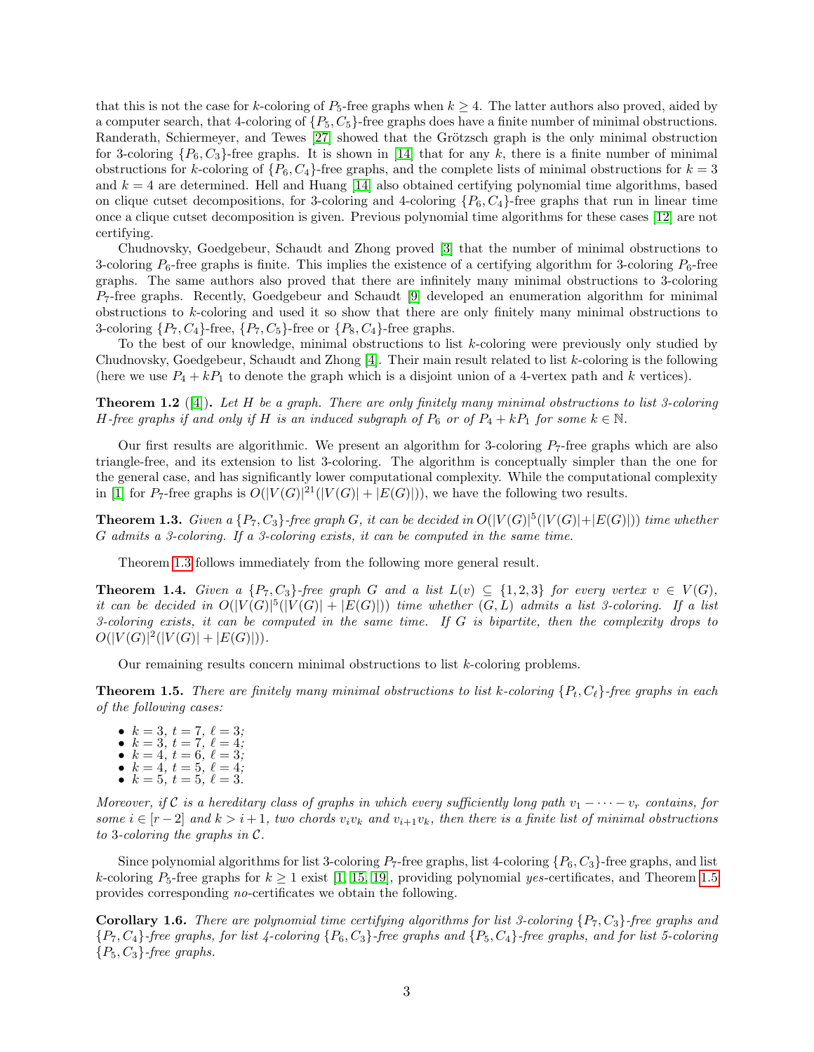that this is not the case for $k$-coloring of $P_5$-free graphs when $k \geq 4$. The latter authors also proved, aided by a computer search, that 4-coloring of $\{P_5, C_5\}$-free graphs does have a finite number of minimal obstructions. Randerath, Schiermeyer, and Tewes [27] showed that the Grötzsch graph is the only minimal obstruction for 3-coloring $\{P_6, C_3\}$-free graphs. It is shown in [14] that for any $k$, there is a finite number of minimal obstructions for $k$-coloring of $\{P_6, C_4\}$-free graphs, and the complete lists of minimal obstructions for $k = 3$ and $k = 4$ are determined. Hell and Huang [14] also obtained certifying polynomial time algorithms, based on clique cutset decompositions, for 3-coloring and 4-coloring $\{P_6, C_4\}$-free graphs that run in linear time once a clique cutset decomposition is given. Previous polynomial time algorithms for these cases [12] are not certifying.

Chudnovsky, Goedgebeur, Schaudt and Zhong proved [3] that the number of minimal obstructions to 3-coloring $P_6$-free graphs is finite. This implies the existence of a certifying algorithm for 3-coloring $P_6$-free graphs. The same authors also proved that there are infinitely many minimal obstructions to 3-coloring $P_7$-free graphs. Recently, Goedgebeur and Schaudt [9] developed an enumeration algorithm for minimal obstructions to $k$-coloring and used it so show that there are only finitely many minimal obstructions to 3-coloring $\{P_7, C_4\}$-free, $\{P_7, C_5\}$-free or $\{P_8, C_4\}$-free graphs.

To the best of our knowledge, minimal obstructions to list $k$-coloring were previously only studied by Chudnovsky, Goedgebeur, Schaudt and Zhong [4]. Their main result related to list $k$-coloring is the following (here we use $P_4 + kP_1$ to denote the graph which is a disjoint union of a 4-vertex path and $k$ vertices).

**Theorem 1.2** ([4])**.** *Let $H$ be a graph. There are only finitely many minimal obstructions to list 3-coloring $H$-free graphs if and only if $H$ is an induced subgraph of $P_6$ or of $P_4 + kP_1$ for some $k \in \mathbb{N}$.*

Our first results are algorithmic. We present an algorithm for 3-coloring $P_7$-free graphs which are also triangle-free, and its extension to list 3-coloring. The algorithm is conceptually simpler than the one for the general case, and has significantly lower computational complexity. While the computational complexity in [1] for $P_7$-free graphs is $O(|V(G)|^{21}(|V(G)| + |E(G)|))$, we have the following two results.

**Theorem 1.3.** *Given a $\{P_7, C_3\}$-free graph $G$, it can be decided in $O(|V(G)|^5(|V(G)|+|E(G)|))$ time whether $G$ admits a 3-coloring. If a 3-coloring exists, it can be computed in the same time.*

Theorem 1.3 follows immediately from the following more general result.

**Theorem 1.4.** *Given a $\{P_7, C_3\}$-free graph $G$ and a list $L(v) \subseteq \{1, 2, 3\}$ for every vertex $v \in V(G)$, it can be decided in $O(|V(G)|^5(|V(G)| + |E(G)|))$ time whether $(G, L)$ admits a list 3-coloring. If a list 3-coloring exists, it can be computed in the same time. If $G$ is bipartite, then the complexity drops to $O(|V(G)|^2(|V(G)| + |E(G)|))$.*

Our remaining results concern minimal obstructions to list $k$-coloring problems.

**Theorem 1.5.** *There are finitely many minimal obstructions to list $k$-coloring $\{P_t, C_\ell\}$-free graphs in each of the following cases:*

- *$k = 3$, $t = 7$, $\ell = 3$;*
- *$k = 3$, $t = 7$, $\ell = 4$;*
- *$k = 4$, $t = 6$, $\ell = 3$;*
- *$k = 4$, $t = 5$, $\ell = 4$;*
- *$k = 5$, $t = 5$, $\ell = 3$.*

*Moreover, if $\mathcal{C}$ is a hereditary class of graphs in which every sufficiently long path $v_1 - \cdots - v_r$ contains, for some $i \in [r-2]$ and $k > i+1$, two chords $v_iv_k$ and $v_{i+1}v_k$, then there is a finite list of minimal obstructions to 3-coloring the graphs in $\mathcal{C}$.*

Since polynomial algorithms for list 3-coloring $P_7$-free graphs, list 4-coloring $\{P_6, C_3\}$-free graphs, and list $k$-coloring $P_5$-free graphs for $k \geq 1$ exist [1, 15, 19], providing polynomial *yes*-certificates, and Theorem 1.5 provides corresponding *no*-certificates we obtain the following.

**Corollary 1.6.** *There are polynomial time certifying algorithms for list 3-coloring $\{P_7, C_3\}$-free graphs and $\{P_7, C_4\}$-free graphs, for list 4-coloring $\{P_6, C_3\}$-free graphs and $\{P_5, C_4\}$-free graphs, and for list 5-coloring $\{P_5, C_3\}$-free graphs.*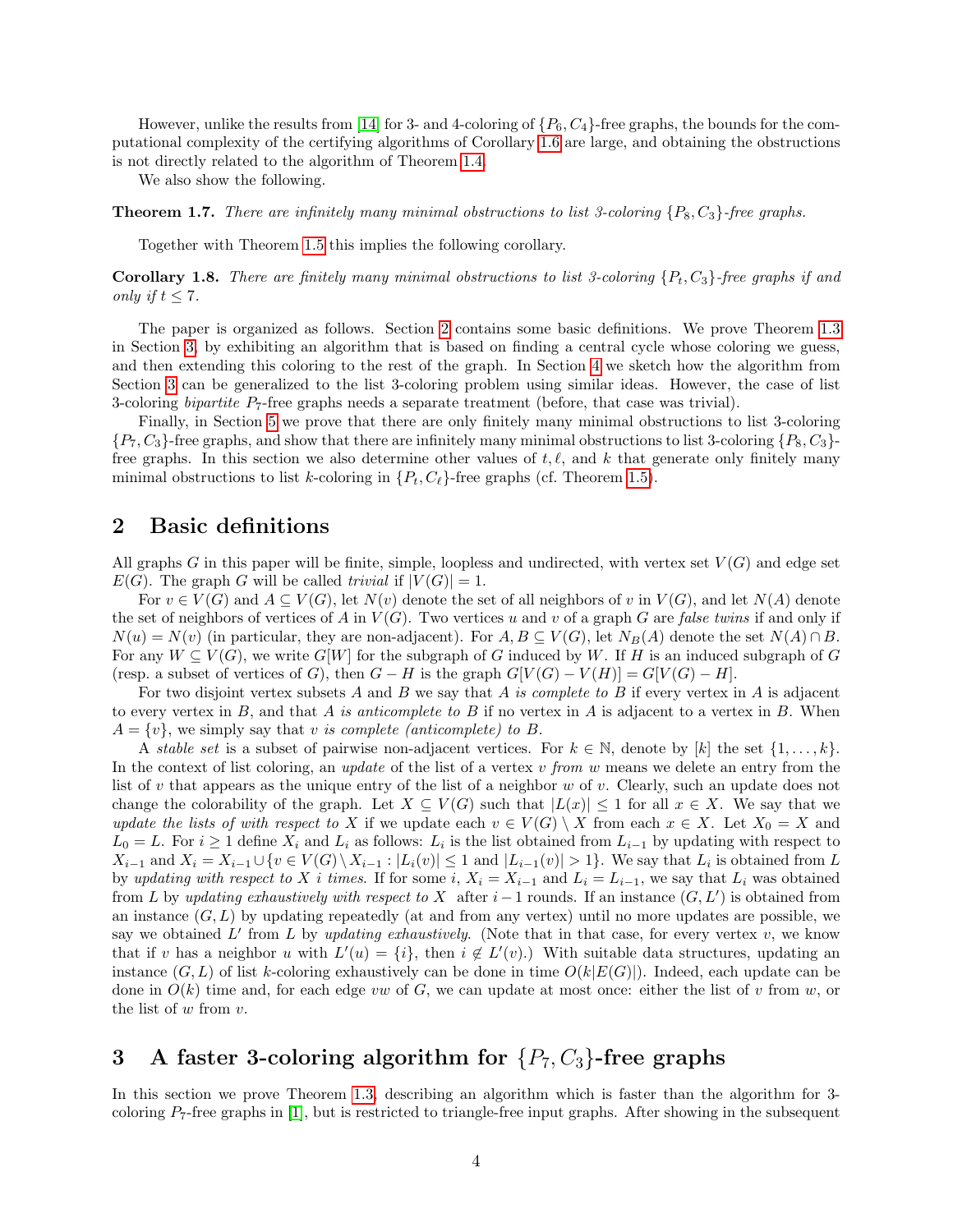However, unlike the results from [14] for 3- and 4-coloring of $\{P_6, C_4\}$-free graphs, the bounds for the computational complexity of the certifying algorithms of Corollary 1.6 are large, and obtaining the obstructions is not directly related to the algorithm of Theorem 1.4.

We also show the following.

**Theorem 1.7.** *There are infinitely many minimal obstructions to list 3-coloring $\{P_8, C_3\}$-free graphs.*

Together with Theorem 1.5 this implies the following corollary.

**Corollary 1.8.** *There are finitely many minimal obstructions to list 3-coloring $\{P_t, C_3\}$-free graphs if and only if $t \leq 7$.*

The paper is organized as follows. Section 2 contains some basic definitions. We prove Theorem 1.3 in Section 3, by exhibiting an algorithm that is based on finding a central cycle whose coloring we guess, and then extending this coloring to the rest of the graph. In Section 4 we sketch how the algorithm from Section 3 can be generalized to the list 3-coloring problem using similar ideas. However, the case of list 3-coloring *bipartite* $P_7$-free graphs needs a separate treatment (before, that case was trivial).

Finally, in Section 5 we prove that there are only finitely many minimal obstructions to list 3-coloring $\{P_7, C_3\}$-free graphs, and show that there are infinitely many minimal obstructions to list 3-coloring $\{P_8, C_3\}$-free graphs. In this section we also determine other values of $t, \ell$, and $k$ that generate only finitely many minimal obstructions to list $k$-coloring in $\{P_t, C_\ell\}$-free graphs (cf. Theorem 1.5).

## 2 Basic definitions

All graphs $G$ in this paper will be finite, simple, loopless and undirected, with vertex set $V(G)$ and edge set $E(G)$. The graph $G$ will be called *trivial* if $|V(G)| = 1$.

For $v \in V(G)$ and $A \subseteq V(G)$, let $N(v)$ denote the set of all neighbors of $v$ in $V(G)$, and let $N(A)$ denote the set of neighbors of vertices of $A$ in $V(G)$. Two vertices $u$ and $v$ of a graph $G$ are *false twins* if and only if $N(u) = N(v)$ (in particular, they are non-adjacent). For $A, B \subseteq V(G)$, let $N_B(A)$ denote the set $N(A) \cap B$. For any $W \subseteq V(G)$, we write $G[W]$ for the subgraph of $G$ induced by $W$. If $H$ is an induced subgraph of $G$ (resp. a subset of vertices of $G$), then $G - H$ is the graph $G[V(G) - V(H)] = G[V(G) - H]$.

For two disjoint vertex subsets $A$ and $B$ we say that *$A$ is complete to $B$* if every vertex in $A$ is adjacent to every vertex in $B$, and that *$A$ is anticomplete to $B$* if no vertex in $A$ is adjacent to a vertex in $B$. When $A = \{v\}$, we simply say that *$v$ is complete (anticomplete) to $B$*.

A *stable set* is a subset of pairwise non-adjacent vertices. For $k \in \mathbb{N}$, denote by $[k]$ the set $\{1, \ldots, k\}$. In the context of list coloring, an *update* of the list of a vertex *$v$ from $w$* means we delete an entry from the list of $v$ that appears as the unique entry of the list of a neighbor $w$ of $v$. Clearly, such an update does not change the colorability of the graph. Let $X \subseteq V(G)$ such that $|L(x)| \leq 1$ for all $x \in X$. We say that we *update the lists of with respect to $X$* if we update each $v \in V(G) \setminus X$ from each $x \in X$. Let $X_0 = X$ and $L_0 = L$. For $i \geq 1$ define $X_i$ and $L_i$ as follows: $L_i$ is the list obtained from $L_{i-1}$ by updating with respect to $X_{i-1}$ and $X_i = X_{i-1} \cup \{v \in V(G) \setminus X_{i-1} : |L_i(v)| \leq 1 \text{ and } |L_{i-1}(v)| > 1\}$. We say that $L_i$ is obtained from $L$ by *updating with respect to $X$ $i$ times*. If for some $i$, $X_i = X_{i-1}$ and $L_i = L_{i-1}$, we say that $L_i$ was obtained from $L$ by *updating exhaustively with respect to $X$* after $i-1$ rounds. If an instance $(G, L')$ is obtained from an instance $(G, L)$ by updating repeatedly (at and from any vertex) until no more updates are possible, we say we obtained $L'$ from $L$ by *updating exhaustively*. (Note that in that case, for every vertex $v$, we know that if $v$ has a neighbor $u$ with $L'(u) = \{i\}$, then $i \notin L'(v)$.) With suitable data structures, updating an instance $(G, L)$ of list $k$-coloring exhaustively can be done in time $O(k|E(G)|)$. Indeed, each update can be done in $O(k)$ time and, for each edge $vw$ of $G$, we can update at most once: either the list of $v$ from $w$, or the list of $w$ from $v$.

## 3 A faster 3-coloring algorithm for $\{P_7, C_3\}$-free graphs

In this section we prove Theorem 1.3, describing an algorithm which is faster than the algorithm for 3-coloring $P_7$-free graphs in [1], but is restricted to triangle-free input graphs. After showing in the subsequent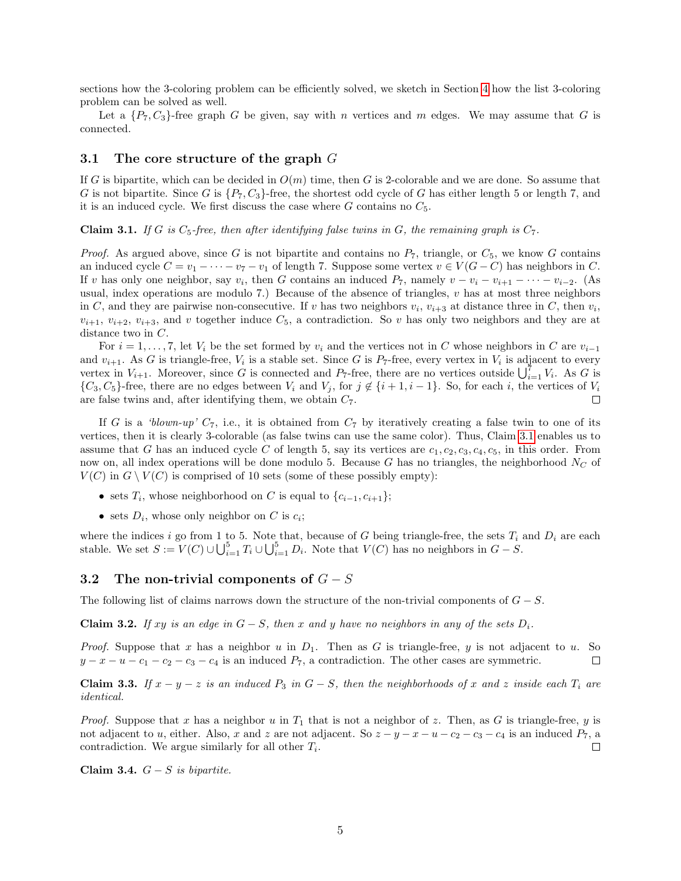sections how the 3-coloring problem can be efficiently solved, we sketch in Section 4 how the list 3-coloring problem can be solved as well.

Let a $\{P_7, C_3\}$-free graph $G$ be given, say with $n$ vertices and $m$ edges. We may assume that $G$ is connected.

### 3.1 The core structure of the graph $G$

If $G$ is bipartite, which can be decided in $O(m)$ time, then $G$ is 2-colorable and we are done. So assume that $G$ is not bipartite. Since $G$ is $\{P_7, C_3\}$-free, the shortest odd cycle of $G$ has either length 5 or length 7, and it is an induced cycle. We first discuss the case where $G$ contains no $C_5$.

**Claim 3.1.** *If $G$ is $C_5$-free, then after identifying false twins in $G$, the remaining graph is $C_7$.*

*Proof.* As argued above, since $G$ is not bipartite and contains no $P_7$, triangle, or $C_5$, we know $G$ contains an induced cycle $C = v_1 - \cdots - v_7 - v_1$ of length 7. Suppose some vertex $v \in V(G - C)$ has neighbors in $C$. If $v$ has only one neighbor, say $v_i$, then $G$ contains an induced $P_7$, namely $v - v_i - v_{i+1} - \cdots - v_{i-2}$. (As usual, index operations are modulo 7.) Because of the absence of triangles, $v$ has at most three neighbors in $C$, and they are pairwise non-consecutive. If $v$ has two neighbors $v_i$, $v_{i+3}$ at distance three in $C$, then $v_i$, $v_{i+1}$, $v_{i+2}$, $v_{i+3}$, and $v$ together induce $C_5$, a contradiction. So $v$ has only two neighbors and they are at distance two in $C$.

For $i = 1, \ldots, 7$, let $V_i$ be the set formed by $v_i$ and the vertices not in $C$ whose neighbors in $C$ are $v_{i-1}$ and $v_{i+1}$. As $G$ is triangle-free, $V_i$ is a stable set. Since $G$ is $P_7$-free, every vertex in $V_i$ is adjacent to every vertex in $V_{i+1}$. Moreover, since $G$ is connected and $P_7$-free, there are no vertices outside $\bigcup_{i=1}^{7} V_i$. As $G$ is $\{C_3, C_5\}$-free, there are no edges between $V_i$ and $V_j$, for $j \notin \{i+1, i-1\}$. So, for each $i$, the vertices of $V_i$ are false twins and, after identifying them, we obtain $C_7$. □

If $G$ is a *'blown-up'* $C_7$, i.e., it is obtained from $C_7$ by iteratively creating a false twin to one of its vertices, then it is clearly 3-colorable (as false twins can use the same color). Thus, Claim 3.1 enables us to assume that $G$ has an induced cycle $C$ of length 5, say its vertices are $c_1, c_2, c_3, c_4, c_5$, in this order. From now on, all index operations will be done modulo 5. Because $G$ has no triangles, the neighborhood $N_C$ of $V(C)$ in $G \setminus V(C)$ is comprised of 10 sets (some of these possibly empty):

- sets $T_i$, whose neighborhood on $C$ is equal to $\{c_{i-1}, c_{i+1}\}$;
- sets $D_i$, whose only neighbor on $C$ is $c_i$;

where the indices $i$ go from 1 to 5. Note that, because of $G$ being triangle-free, the sets $T_i$ and $D_i$ are each stable. We set $S := V(C) \cup \bigcup_{i=1}^{5} T_i \cup \bigcup_{i=1}^{5} D_i$. Note that $V(C)$ has no neighbors in $G - S$.

### 3.2 The non-trivial components of $G - S$

The following list of claims narrows down the structure of the non-trivial components of $G - S$.

**Claim 3.2.** *If $xy$ is an edge in $G - S$, then $x$ and $y$ have no neighbors in any of the sets $D_i$.*

*Proof.* Suppose that $x$ has a neighbor $u$ in $D_1$. Then as $G$ is triangle-free, $y$ is not adjacent to $u$. So $y - x - u - c_1 - c_2 - c_3 - c_4$ is an induced $P_7$, a contradiction. The other cases are symmetric. □

**Claim 3.3.** *If $x - y - z$ is an induced $P_3$ in $G - S$, then the neighborhoods of $x$ and $z$ inside each $T_i$ are identical.*

*Proof.* Suppose that $x$ has a neighbor $u$ in $T_1$ that is not a neighbor of $z$. Then, as $G$ is triangle-free, $y$ is not adjacent to $u$, either. Also, $x$ and $z$ are not adjacent. So $z - y - x - u - c_2 - c_3 - c_4$ is an induced $P_7$, a contradiction. We argue similarly for all other $T_i$. □

**Claim 3.4.** *$G - S$ is bipartite.*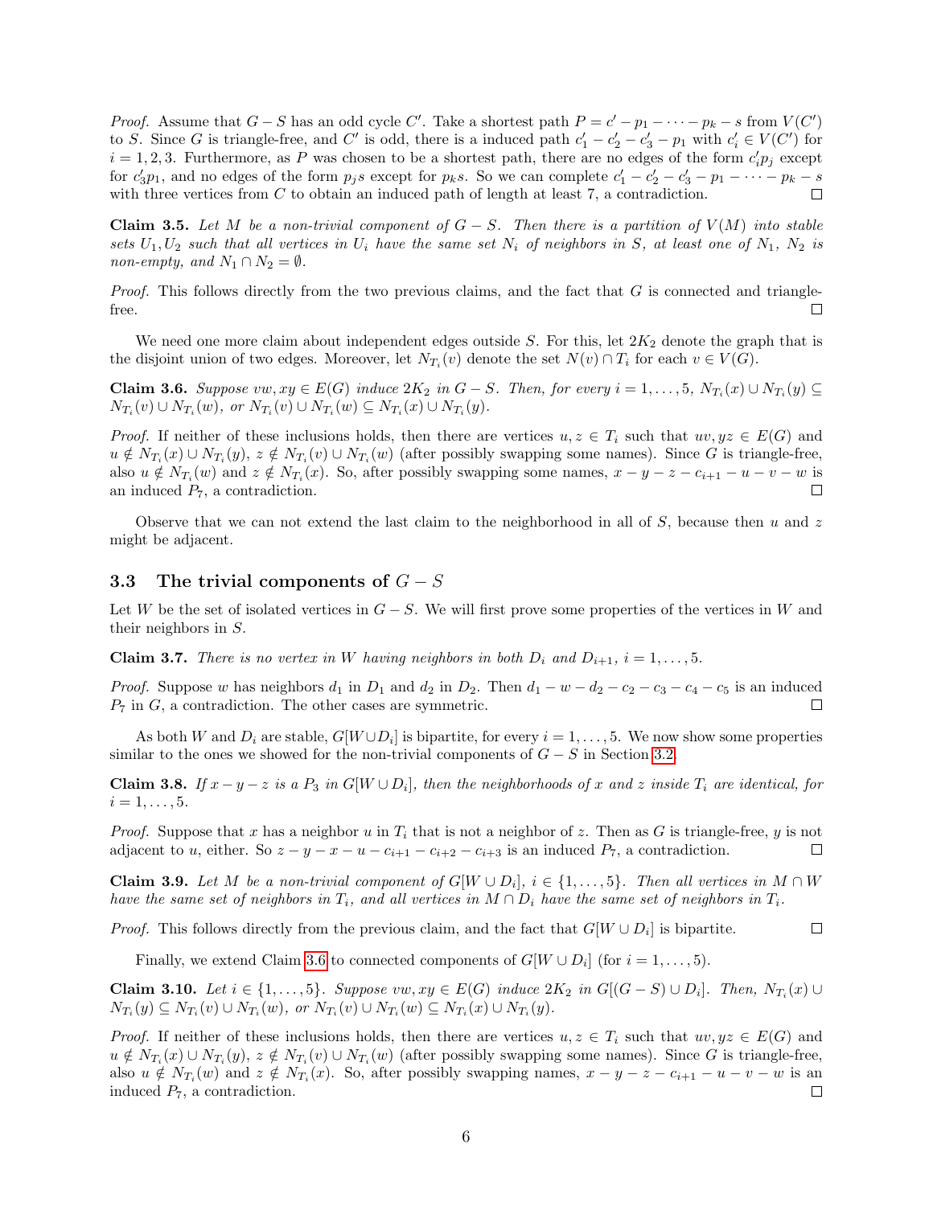*Proof.* Assume that $G - S$ has an odd cycle $C'$. Take a shortest path $P = c' - p_1 - \cdots - p_k - s$ from $V(C')$ to $S$. Since $G$ is triangle-free, and $C'$ is odd, there is a induced path $c'_1 - c'_2 - c'_3 - p_1$ with $c'_i \in V(C')$ for $i = 1, 2, 3$. Furthermore, as $P$ was chosen to be a shortest path, there are no edges of the form $c'_i p_j$ except for $c'_3 p_1$, and no edges of the form $p_j s$ except for $p_k s$. So we can complete $c'_1 - c'_2 - c'_3 - p_1 - \cdots - p_k - s$ with three vertices from $C$ to obtain an induced path of length at least 7, a contradiction. □

**Claim 3.5.** *Let $M$ be a non-trivial component of $G - S$. Then there is a partition of $V(M)$ into stable sets $U_1, U_2$ such that all vertices in $U_i$ have the same set $N_i$ of neighbors in $S$, at least one of $N_1$, $N_2$ is non-empty, and $N_1 \cap N_2 = \emptyset$.*

*Proof.* This follows directly from the two previous claims, and the fact that $G$ is connected and triangle-free. □

We need one more claim about independent edges outside $S$. For this, let $2K_2$ denote the graph that is the disjoint union of two edges. Moreover, let $N_{T_i}(v)$ denote the set $N(v) \cap T_i$ for each $v \in V(G)$.

**Claim 3.6.** *Suppose $vw, xy \in E(G)$ induce $2K_2$ in $G - S$. Then, for every $i = 1, \ldots, 5$, $N_{T_i}(x) \cup N_{T_i}(y) \subseteq N_{T_i}(v) \cup N_{T_i}(w)$, or $N_{T_i}(v) \cup N_{T_i}(w) \subseteq N_{T_i}(x) \cup N_{T_i}(y)$.*

*Proof.* If neither of these inclusions holds, then there are vertices $u, z \in T_i$ such that $uv, yz \in E(G)$ and $u \notin N_{T_i}(x) \cup N_{T_i}(y)$, $z \notin N_{T_i}(v) \cup N_{T_i}(w)$ (after possibly swapping some names). Since $G$ is triangle-free, also $u \notin N_{T_i}(w)$ and $z \notin N_{T_i}(x)$. So, after possibly swapping some names, $x - y - z - c_{i+1} - u - v - w$ is an induced $P_7$, a contradiction. □

Observe that we can not extend the last claim to the neighborhood in all of $S$, because then $u$ and $z$ might be adjacent.

### 3.3 The trivial components of $G - S$

Let $W$ be the set of isolated vertices in $G - S$. We will first prove some properties of the vertices in $W$ and their neighbors in $S$.

**Claim 3.7.** *There is no vertex in $W$ having neighbors in both $D_i$ and $D_{i+1}$, $i = 1, \ldots, 5$.*

*Proof.* Suppose $w$ has neighbors $d_1$ in $D_1$ and $d_2$ in $D_2$. Then $d_1 - w - d_2 - c_2 - c_3 - c_4 - c_5$ is an induced $P_7$ in $G$, a contradiction. The other cases are symmetric. □

As both $W$ and $D_i$ are stable, $G[W \cup D_i]$ is bipartite, for every $i = 1, \ldots, 5$. We now show some properties similar to the ones we showed for the non-trivial components of $G - S$ in Section 3.2.

**Claim 3.8.** *If $x - y - z$ is a $P_3$ in $G[W \cup D_i]$, then the neighborhoods of $x$ and $z$ inside $T_i$ are identical, for $i = 1, \ldots, 5$.*

*Proof.* Suppose that $x$ has a neighbor $u$ in $T_i$ that is not a neighbor of $z$. Then as $G$ is triangle-free, $y$ is not adjacent to $u$, either. So $z - y - x - u - c_{i+1} - c_{i+2} - c_{i+3}$ is an induced $P_7$, a contradiction. □

**Claim 3.9.** *Let $M$ be a non-trivial component of $G[W \cup D_i]$, $i \in \{1, \ldots, 5\}$. Then all vertices in $M \cap W$ have the same set of neighbors in $T_i$, and all vertices in $M \cap D_i$ have the same set of neighbors in $T_i$.*

*Proof.* This follows directly from the previous claim, and the fact that $G[W \cup D_i]$ is bipartite. □

Finally, we extend Claim 3.6 to connected components of $G[W \cup D_i]$ (for $i = 1, \ldots, 5$).

**Claim 3.10.** *Let $i \in \{1, \ldots, 5\}$. Suppose $vw, xy \in E(G)$ induce $2K_2$ in $G[(G - S) \cup D_i]$. Then, $N_{T_i}(x) \cup N_{T_i}(y) \subseteq N_{T_i}(v) \cup N_{T_i}(w)$, or $N_{T_i}(v) \cup N_{T_i}(w) \subseteq N_{T_i}(x) \cup N_{T_i}(y)$.*

*Proof.* If neither of these inclusions holds, then there are vertices $u, z \in T_i$ such that $uv, yz \in E(G)$ and $u \notin N_{T_i}(x) \cup N_{T_i}(y)$, $z \notin N_{T_i}(v) \cup N_{T_i}(w)$ (after possibly swapping some names). Since $G$ is triangle-free, also $u \notin N_{T_i}(w)$ and $z \notin N_{T_i}(x)$. So, after possibly swapping names, $x - y - z - c_{i+1} - u - v - w$ is an induced $P_7$, a contradiction. □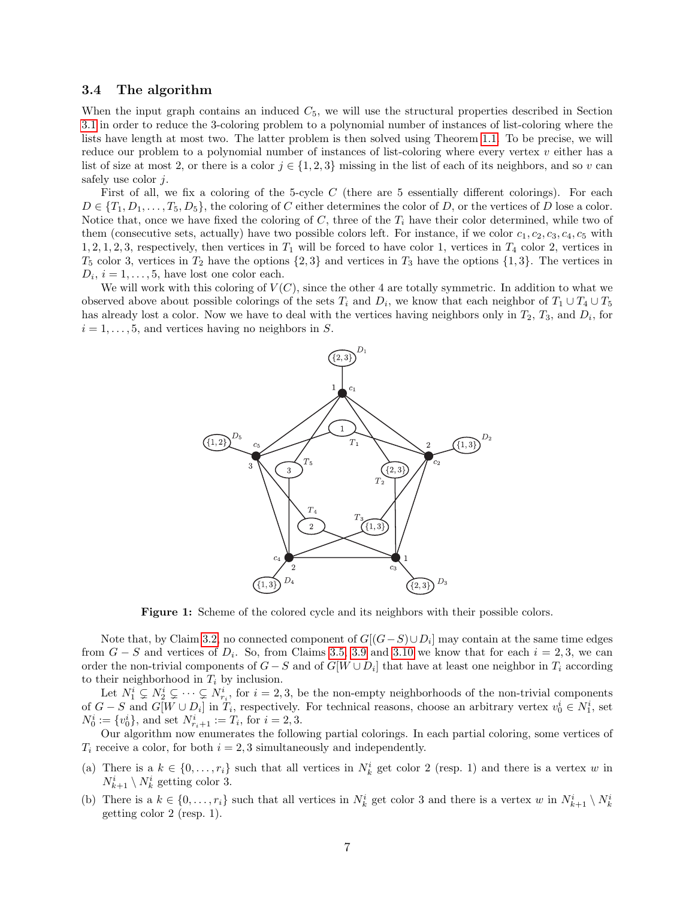### 3.4 The algorithm

When the input graph contains an induced $C_5$, we will use the structural properties described in Section 3.1 in order to reduce the 3-coloring problem to a polynomial number of instances of list-coloring where the lists have length at most two. The latter problem is then solved using Theorem 1.1. To be precise, we will reduce our problem to a polynomial number of instances of list-coloring where every vertex $v$ either has a list of size at most 2, or there is a color $j \in \{1, 2, 3\}$ missing in the list of each of its neighbors, and so $v$ can safely use color $j$.

First of all, we fix a coloring of the 5-cycle $C$ (there are 5 essentially different colorings). For each $D \in \{T_1, D_1, \ldots, T_5, D_5\}$, the coloring of $C$ either determines the color of $D$, or the vertices of $D$ lose a color. Notice that, once we have fixed the coloring of $C$, three of the $T_i$ have their color determined, while two of them (consecutive sets, actually) have two possible colors left. For instance, if we color $c_1, c_2, c_3, c_4, c_5$ with $1, 2, 1, 2, 3$, respectively, then vertices in $T_1$ will be forced to have color 1, vertices in $T_4$ color 2, vertices in $T_5$ color 3, vertices in $T_2$ have the options $\{2, 3\}$ and vertices in $T_3$ have the options $\{1, 3\}$. The vertices in $D_i$, $i = 1, \ldots, 5$, have lost one color each.

We will work with this coloring of $V(C)$, since the other 4 are totally symmetric. In addition to what we observed above about possible colorings of the sets $T_i$ and $D_i$, we know that each neighbor of $T_1 \cup T_4 \cup T_5$ has already lost a color. Now we have to deal with the vertices having neighbors only in $T_2$, $T_3$, and $D_i$, for $i = 1, \ldots, 5$, and vertices having no neighbors in $S$.

{2,3} $D_1$
1 $c_1$
1 $T_1$
{1,2} $D_5$
$c_5$ 3
3 $T_5$
2 $c_2$ {1,3} $D_2$
{2,3} $T_2$
$T_4$ 2
$T_3$ {1,3}
$c_4$ 2
$c_3$ 1
{1,3} $D_4$
{2,3} $D_3$

**Figure 1:** Scheme of the colored cycle and its neighbors with their possible colors.

Note that, by Claim 3.2, no connected component of $G[(G-S) \cup D_i]$ may contain at the same time edges from $G - S$ and vertices of $D_i$. So, from Claims 3.5, 3.9 and 3.10 we know that for each $i = 2, 3$, we can order the non-trivial components of $G - S$ and of $G[W \cup D_i]$ that have at least one neighbor in $T_i$ according to their neighborhood in $T_i$ by inclusion.

Let $N_1^i \subsetneq N_2^i \subsetneq \cdots \subsetneq N_{r_i}^i$, for $i = 2, 3$, be the non-empty neighborhoods of the non-trivial components of $G - S$ and $G[W \cup D_i]$ in $T_i$, respectively. For technical reasons, choose an arbitrary vertex $v_0^i \in N_1^i$, set $N_0^i := \{v_0^i\}$, and set $N_{r_i+1}^i := T_i$, for $i = 2, 3$.

Our algorithm now enumerates the following partial colorings. In each partial coloring, some vertices of $T_i$ receive a color, for both $i = 2, 3$ simultaneously and independently.

(a) There is a $k \in \{0, \ldots, r_i\}$ such that all vertices in $N_k^i$ get color 2 (resp. 1) and there is a vertex $w$ in $N_{k+1}^i \setminus N_k^i$ getting color 3.

(b) There is a $k \in \{0, \ldots, r_i\}$ such that all vertices in $N_k^i$ get color 3 and there is a vertex $w$ in $N_{k+1}^i \setminus N_k^i$ getting color 2 (resp. 1).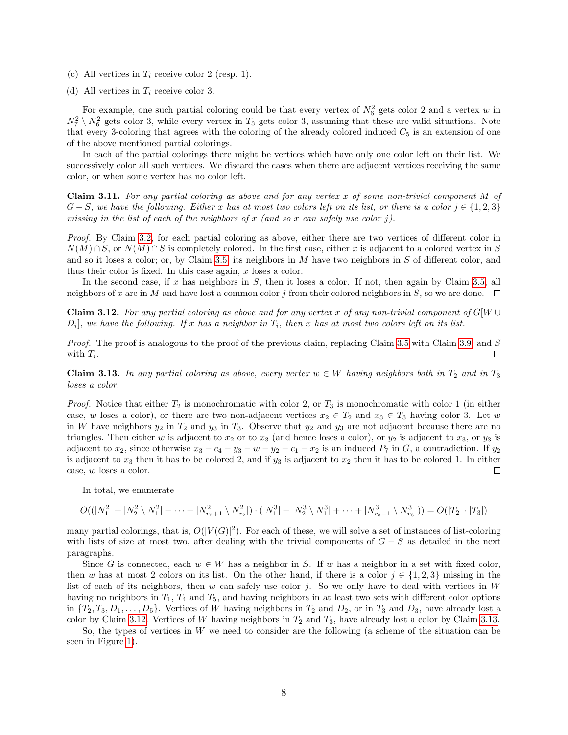(c) All vertices in $T_i$ receive color 2 (resp. 1).

(d) All vertices in $T_i$ receive color 3.

For example, one such partial coloring could be that every vertex of $N_6^2$ gets color 2 and a vertex $w$ in $N_7^2 \setminus N_6^2$ gets color 3, while every vertex in $T_3$ gets color 3, assuming that these are valid situations. Note that every 3-coloring that agrees with the coloring of the already colored induced $C_5$ is an extension of one of the above mentioned partial colorings.

In each of the partial colorings there might be vertices which have only one color left on their list. We successively color all such vertices. We discard the cases when there are adjacent vertices receiving the same color, or when some vertex has no color left.

**Claim 3.11.** *For any partial coloring as above and for any vertex $x$ of some non-trivial component $M$ of $G - S$, we have the following. Either $x$ has at most two colors left on its list, or there is a color $j \in \{1, 2, 3\}$ missing in the list of each of the neighbors of $x$ (and so $x$ can safely use color $j$).*

*Proof.* By Claim 3.2, for each partial coloring as above, either there are two vertices of different color in $N(M) \cap S$, or $N(M) \cap S$ is completely colored. In the first case, either $x$ is adjacent to a colored vertex in $S$ and so it loses a color; or, by Claim 3.5, its neighbors in $M$ have two neighbors in $S$ of different color, and thus their color is fixed. In this case again, $x$ loses a color.

In the second case, if $x$ has neighbors in $S$, then it loses a color. If not, then again by Claim 3.5, all neighbors of $x$ are in $M$ and have lost a common color $j$ from their colored neighbors in $S$, so we are done. □

**Claim 3.12.** *For any partial coloring as above and for any vertex $x$ of any non-trivial component of $G[W \cup D_i]$, we have the following. If $x$ has a neighbor in $T_i$, then $x$ has at most two colors left on its list.*

*Proof.* The proof is analogous to the proof of the previous claim, replacing Claim 3.5 with Claim 3.9, and $S$ with $T_i$. □

**Claim 3.13.** *In any partial coloring as above, every vertex $w \in W$ having neighbors both in $T_2$ and in $T_3$ loses a color.*

*Proof.* Notice that either $T_2$ is monochromatic with color 2, or $T_3$ is monochromatic with color 1 (in either case, $w$ loses a color), or there are two non-adjacent vertices $x_2 \in T_2$ and $x_3 \in T_3$ having color 3. Let $w$ in $W$ have neighbors $y_2$ in $T_2$ and $y_3$ in $T_3$. Observe that $y_2$ and $y_3$ are not adjacent because there are no triangles. Then either $w$ is adjacent to $x_2$ or to $x_3$ (and hence loses a color), or $y_2$ is adjacent to $x_3$, or $y_3$ is adjacent to $x_2$, since otherwise $x_3 - c_4 - y_3 - w - y_2 - c_1 - x_2$ is an induced $P_7$ in $G$, a contradiction. If $y_2$ is adjacent to $x_3$ then it has to be colored 2, and if $y_3$ is adjacent to $x_2$ then it has to be colored 1. In either case, $w$ loses a color. □

In total, we enumerate

$$O((|N_1^2| + |N_2^2 \setminus N_1^2| + \cdots + |N_{r_2+1}^2 \setminus N_{r_2}^2|) \cdot (|N_1^3| + |N_2^3 \setminus N_1^3| + \cdots + |N_{r_3+1}^3 \setminus N_{r_3}^3|)) = O(|T_2| \cdot |T_3|)$$

many partial colorings, that is, $O(|V(G)|^2)$. For each of these, we will solve a set of instances of list-coloring with lists of size at most two, after dealing with the trivial components of $G - S$ as detailed in the next paragraphs.

Since $G$ is connected, each $w \in W$ has a neighbor in $S$. If $w$ has a neighbor in a set with fixed color, then $w$ has at most 2 colors on its list. On the other hand, if there is a color $j \in \{1, 2, 3\}$ missing in the list of each of its neighbors, then $w$ can safely use color $j$. So we only have to deal with vertices in $W$ having no neighbors in $T_1$, $T_4$ and $T_5$, and having neighbors in at least two sets with different color options in $\{T_2, T_3, D_1, \ldots, D_5\}$. Vertices of $W$ having neighbors in $T_2$ and $D_2$, or in $T_3$ and $D_3$, have already lost a color by Claim 3.12. Vertices of $W$ having neighbors in $T_2$ and $T_3$, have already lost a color by Claim 3.13.

So, the types of vertices in $W$ we need to consider are the following (a scheme of the situation can be seen in Figure 1).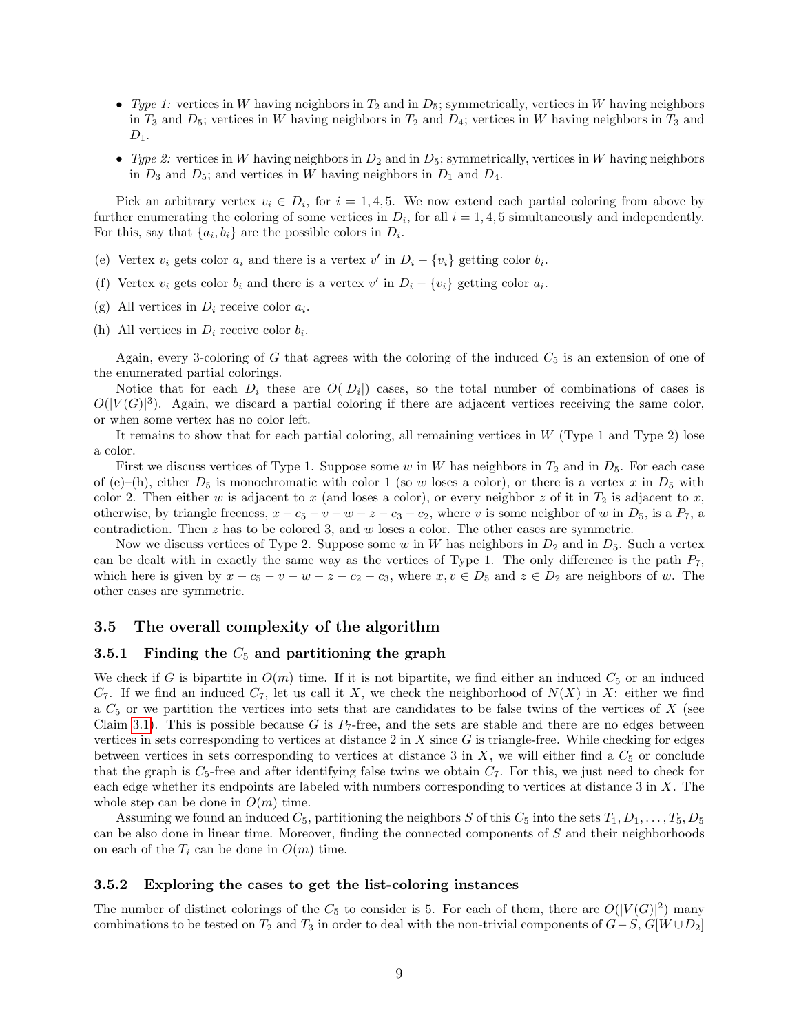- *Type 1:* vertices in $W$ having neighbors in $T_2$ and in $D_5$; symmetrically, vertices in $W$ having neighbors in $T_3$ and $D_5$; vertices in $W$ having neighbors in $T_2$ and $D_4$; vertices in $W$ having neighbors in $T_3$ and $D_1$.
- *Type 2:* vertices in $W$ having neighbors in $D_2$ and in $D_5$; symmetrically, vertices in $W$ having neighbors in $D_3$ and $D_5$; and vertices in $W$ having neighbors in $D_1$ and $D_4$.

Pick an arbitrary vertex $v_i \in D_i$, for $i = 1, 4, 5$. We now extend each partial coloring from above by further enumerating the coloring of some vertices in $D_i$, for all $i = 1, 4, 5$ simultaneously and independently. For this, say that $\{a_i, b_i\}$ are the possible colors in $D_i$.

(e) Vertex $v_i$ gets color $a_i$ and there is a vertex $v'$ in $D_i - \{v_i\}$ getting color $b_i$.

(f) Vertex $v_i$ gets color $b_i$ and there is a vertex $v'$ in $D_i - \{v_i\}$ getting color $a_i$.

(g) All vertices in $D_i$ receive color $a_i$.

(h) All vertices in $D_i$ receive color $b_i$.

Again, every 3-coloring of $G$ that agrees with the coloring of the induced $C_5$ is an extension of one of the enumerated partial colorings.

Notice that for each $D_i$ these are $O(|D_i|)$ cases, so the total number of combinations of cases is $O(|V(G)|^3)$. Again, we discard a partial coloring if there are adjacent vertices receiving the same color, or when some vertex has no color left.

It remains to show that for each partial coloring, all remaining vertices in $W$ (Type 1 and Type 2) lose a color.

First we discuss vertices of Type 1. Suppose some $w$ in $W$ has neighbors in $T_2$ and in $D_5$. For each case of (e)–(h), either $D_5$ is monochromatic with color 1 (so $w$ loses a color), or there is a vertex $x$ in $D_5$ with color 2. Then either $w$ is adjacent to $x$ (and loses a color), or every neighbor $z$ of it in $T_2$ is adjacent to $x$, otherwise, by triangle freeness, $x - c_5 - v - w - z - c_3 - c_2$, where $v$ is some neighbor of $w$ in $D_5$, is a $P_7$, a contradiction. Then $z$ has to be colored 3, and $w$ loses a color. The other cases are symmetric.

Now we discuss vertices of Type 2. Suppose some $w$ in $W$ has neighbors in $D_2$ and in $D_5$. Such a vertex can be dealt with in exactly the same way as the vertices of Type 1. The only difference is the path $P_7$, which here is given by $x - c_5 - v - w - z - c_2 - c_3$, where $x, v \in D_5$ and $z \in D_2$ are neighbors of $w$. The other cases are symmetric.

## 3.5 The overall complexity of the algorithm

### 3.5.1 Finding the $C_5$ and partitioning the graph

We check if $G$ is bipartite in $O(m)$ time. If it is not bipartite, we find either an induced $C_5$ or an induced $C_7$. If we find an induced $C_7$, let us call it $X$, we check the neighborhood of $N(X)$ in $X$: either we find a $C_5$ or we partition the vertices into sets that are candidates to be false twins of the vertices of $X$ (see Claim 3.1). This is possible because $G$ is $P_7$-free, and the sets are stable and there are no edges between vertices in sets corresponding to vertices at distance 2 in $X$ since $G$ is triangle-free. While checking for edges between vertices in sets corresponding to vertices at distance 3 in $X$, we will either find a $C_5$ or conclude that the graph is $C_5$-free and after identifying false twins we obtain $C_7$. For this, we just need to check for each edge whether its endpoints are labeled with numbers corresponding to vertices at distance 3 in $X$. The whole step can be done in $O(m)$ time.

Assuming we found an induced $C_5$, partitioning the neighbors $S$ of this $C_5$ into the sets $T_1, D_1, \ldots, T_5, D_5$ can be also done in linear time. Moreover, finding the connected components of $S$ and their neighborhoods on each of the $T_i$ can be done in $O(m)$ time.

### 3.5.2 Exploring the cases to get the list-coloring instances

The number of distinct colorings of the $C_5$ to consider is 5. For each of them, there are $O(|V(G)|^2)$ many combinations to be tested on $T_2$ and $T_3$ in order to deal with the non-trivial components of $G - S$, $G[W \cup D_2]$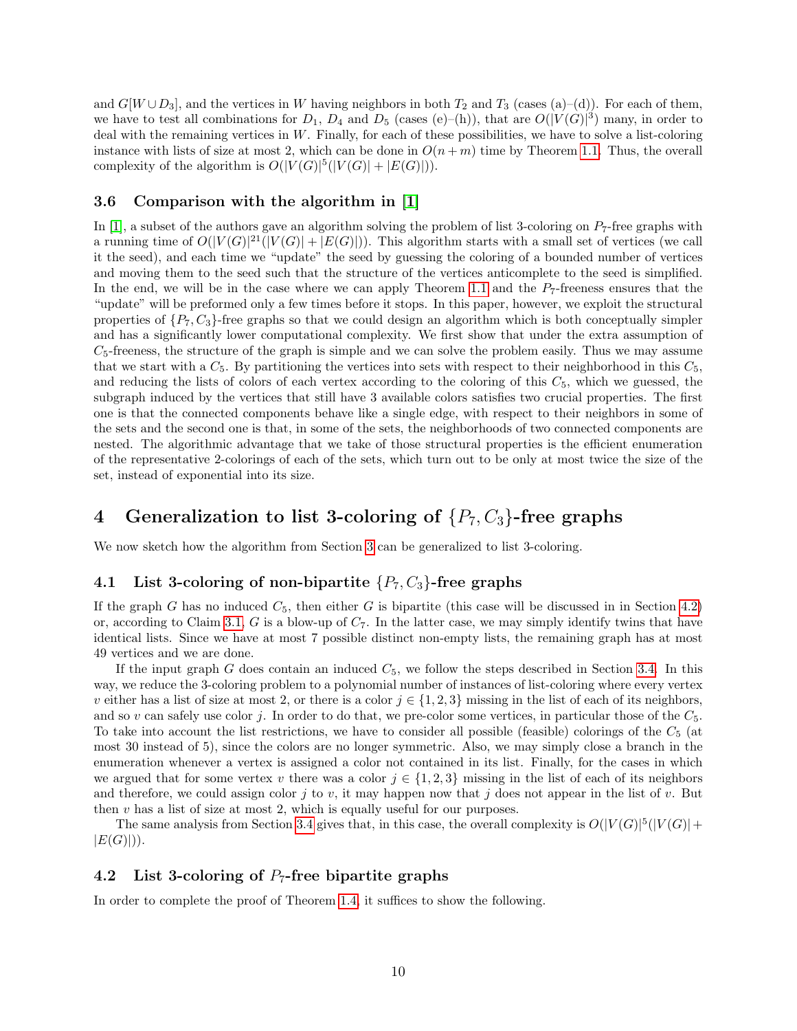and $G[W \cup D_3]$, and the vertices in $W$ having neighbors in both $T_2$ and $T_3$ (cases (a)–(d)). For each of them, we have to test all combinations for $D_1$, $D_4$ and $D_5$ (cases (e)–(h)), that are $O(|V(G)|^3)$ many, in order to deal with the remaining vertices in $W$. Finally, for each of these possibilities, we have to solve a list-coloring instance with lists of size at most 2, which can be done in $O(n+m)$ time by Theorem 1.1. Thus, the overall complexity of the algorithm is $O(|V(G)|^5(|V(G)| + |E(G)|))$.

### 3.6 Comparison with the algorithm in [1]

In [1], a subset of the authors gave an algorithm solving the problem of list 3-coloring on $P_7$-free graphs with a running time of $O(|V(G)|^{21}(|V(G)| + |E(G)|))$. This algorithm starts with a small set of vertices (we call it the seed), and each time we "update" the seed by guessing the coloring of a bounded number of vertices and moving them to the seed such that the structure of the vertices anticomplete to the seed is simplified. In the end, we will be in the case where we can apply Theorem 1.1 and the $P_7$-freeness ensures that the "update" will be preformed only a few times before it stops. In this paper, however, we exploit the structural properties of $\{P_7, C_3\}$-free graphs so that we could design an algorithm which is both conceptually simpler and has a significantly lower computational complexity. We first show that under the extra assumption of $C_5$-freeness, the structure of the graph is simple and we can solve the problem easily. Thus we may assume that we start with a $C_5$. By partitioning the vertices into sets with respect to their neighborhood in this $C_5$, and reducing the lists of colors of each vertex according to the coloring of this $C_5$, which we guessed, the subgraph induced by the vertices that still have 3 available colors satisfies two crucial properties. The first one is that the connected components behave like a single edge, with respect to their neighbors in some of the sets and the second one is that, in some of the sets, the neighborhoods of two connected components are nested. The algorithmic advantage that we take of those structural properties is the efficient enumeration of the representative 2-colorings of each of the sets, which turn out to be only at most twice the size of the set, instead of exponential into its size.

## 4 Generalization to list 3-coloring of $\{P_7, C_3\}$-free graphs

We now sketch how the algorithm from Section 3 can be generalized to list 3-coloring.

### 4.1 List 3-coloring of non-bipartite $\{P_7, C_3\}$-free graphs

If the graph $G$ has no induced $C_5$, then either $G$ is bipartite (this case will be discussed in in Section 4.2) or, according to Claim 3.1, $G$ is a blow-up of $C_7$. In the latter case, we may simply identify twins that have identical lists. Since we have at most 7 possible distinct non-empty lists, the remaining graph has at most 49 vertices and we are done.

If the input graph $G$ does contain an induced $C_5$, we follow the steps described in Section 3.4. In this way, we reduce the 3-coloring problem to a polynomial number of instances of list-coloring where every vertex $v$ either has a list of size at most 2, or there is a color $j \in \{1, 2, 3\}$ missing in the list of each of its neighbors, and so $v$ can safely use color $j$. In order to do that, we pre-color some vertices, in particular those of the $C_5$. To take into account the list restrictions, we have to consider all possible (feasible) colorings of the $C_5$ (at most 30 instead of 5), since the colors are no longer symmetric. Also, we may simply close a branch in the enumeration whenever a vertex is assigned a color not contained in its list. Finally, for the cases in which we argued that for some vertex $v$ there was a color $j \in \{1, 2, 3\}$ missing in the list of each of its neighbors and therefore, we could assign color $j$ to $v$, it may happen now that $j$ does not appear in the list of $v$. But then $v$ has a list of size at most 2, which is equally useful for our purposes.

The same analysis from Section 3.4 gives that, in this case, the overall complexity is $O(|V(G)|^5(|V(G)| + |E(G)|))$.

### 4.2 List 3-coloring of $P_7$-free bipartite graphs

In order to complete the proof of Theorem 1.4, it suffices to show the following.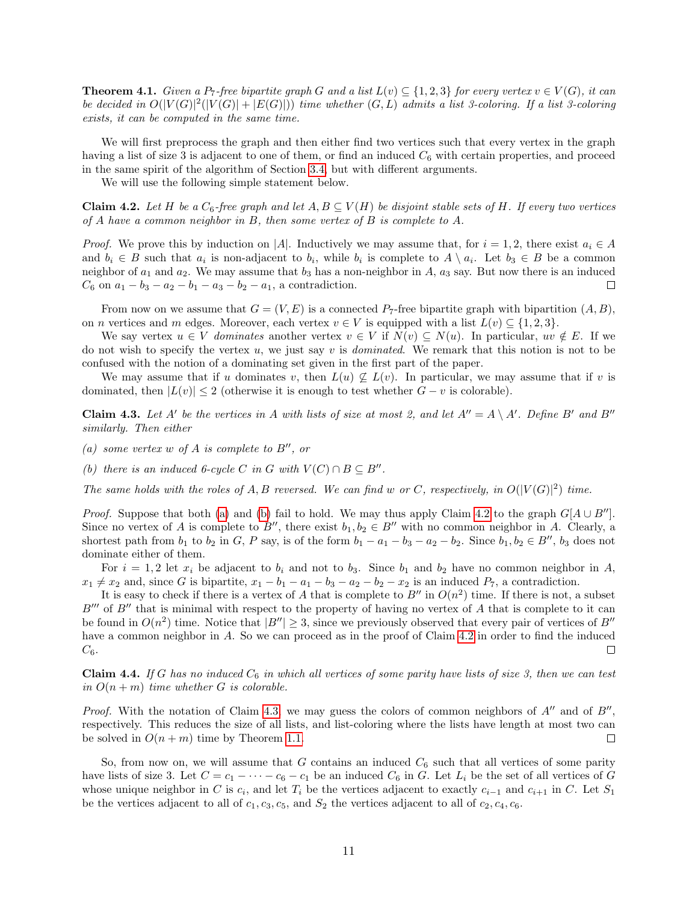**Theorem 4.1.** *Given a $P_7$-free bipartite graph $G$ and a list $L(v) \subseteq \{1, 2, 3\}$ for every vertex $v \in V(G)$, it can be decided in $O(|V(G)|^2(|V(G)| + |E(G)|))$ time whether $(G, L)$ admits a list 3-coloring. If a list 3-coloring exists, it can be computed in the same time.*

We will first preprocess the graph and then either find two vertices such that every vertex in the graph having a list of size 3 is adjacent to one of them, or find an induced $C_6$ with certain properties, and proceed in the same spirit of the algorithm of Section 3.4, but with different arguments.

We will use the following simple statement below.

**Claim 4.2.** *Let $H$ be a $C_6$-free graph and let $A, B \subseteq V(H)$ be disjoint stable sets of $H$. If every two vertices of $A$ have a common neighbor in $B$, then some vertex of $B$ is complete to $A$.*

*Proof.* We prove this by induction on $|A|$. Inductively we may assume that, for $i = 1, 2$, there exist $a_i \in A$ and $b_i \in B$ such that $a_i$ is non-adjacent to $b_i$, while $b_i$ is complete to $A \setminus a_i$. Let $b_3 \in B$ be a common neighbor of $a_1$ and $a_2$. We may assume that $b_3$ has a non-neighbor in $A$, $a_3$ say. But now there is an induced $C_6$ on $a_1 - b_3 - a_2 - b_1 - a_3 - b_2 - a_1$, a contradiction. □

From now on we assume that $G = (V, E)$ is a connected $P_7$-free bipartite graph with bipartition $(A, B)$, on $n$ vertices and $m$ edges. Moreover, each vertex $v \in V$ is equipped with a list $L(v) \subseteq \{1, 2, 3\}$.

We say vertex $u \in V$ *dominates* another vertex $v \in V$ if $N(v) \subseteq N(u)$. In particular, $uv \notin E$. If we do not wish to specify the vertex $u$, we just say $v$ is *dominated*. We remark that this notion is not to be confused with the notion of a dominating set given in the first part of the paper.

We may assume that if $u$ dominates $v$, then $L(u) \not\subseteq L(v)$. In particular, we may assume that if $v$ is dominated, then $|L(v)| \leq 2$ (otherwise it is enough to test whether $G - v$ is colorable).

**Claim 4.3.** *Let $A'$ be the vertices in $A$ with lists of size at most 2, and let $A'' = A \setminus A'$. Define $B'$ and $B''$ similarly. Then either*

*(a) some vertex $w$ of $A$ is complete to $B''$, or*

*(b) there is an induced 6-cycle $C$ in $G$ with $V(C) \cap B \subseteq B''$.*

*The same holds with the roles of $A, B$ reversed. We can find $w$ or $C$, respectively, in $O(|V(G)|^2)$ time.*

*Proof.* Suppose that both (a) and (b) fail to hold. We may thus apply Claim 4.2 to the graph $G[A \cup B'']$. Since no vertex of $A$ is complete to $B''$, there exist $b_1, b_2 \in B''$ with no common neighbor in $A$. Clearly, a shortest path from $b_1$ to $b_2$ in $G$, $P$ say, is of the form $b_1 - a_1 - b_3 - a_2 - b_2$. Since $b_1, b_2 \in B''$, $b_3$ does not dominate either of them.

For $i = 1, 2$ let $x_i$ be adjacent to $b_i$ and not to $b_3$. Since $b_1$ and $b_2$ have no common neighbor in $A$, $x_1 \neq x_2$ and, since $G$ is bipartite, $x_1 - b_1 - a_1 - b_3 - a_2 - b_2 - x_2$ is an induced $P_7$, a contradiction.

It is easy to check if there is a vertex of $A$ that is complete to $B''$ in $O(n^2)$ time. If there is not, a subset $B'''$ of $B''$ that is minimal with respect to the property of having no vertex of $A$ that is complete to it can be found in $O(n^2)$ time. Notice that $|B''| \geq 3$, since we previously observed that every pair of vertices of $B''$ have a common neighbor in $A$. So we can proceed as in the proof of Claim 4.2 in order to find the induced $C_6$. □

**Claim 4.4.** *If $G$ has no induced $C_6$ in which all vertices of some parity have lists of size 3, then we can test in $O(n + m)$ time whether $G$ is colorable.*

*Proof.* With the notation of Claim 4.3, we may guess the colors of common neighbors of $A''$ and of $B''$, respectively. This reduces the size of all lists, and list-coloring where the lists have length at most two can be solved in $O(n + m)$ time by Theorem 1.1. □

So, from now on, we will assume that $G$ contains an induced $C_6$ such that all vertices of some parity have lists of size 3. Let $C = c_1 - \cdots - c_6 - c_1$ be an induced $C_6$ in $G$. Let $L_i$ be the set of all vertices of $G$ whose unique neighbor in $C$ is $c_i$, and let $T_i$ be the vertices adjacent to exactly $c_{i-1}$ and $c_{i+1}$ in $C$. Let $S_1$ be the vertices adjacent to all of $c_1, c_3, c_5$, and $S_2$ the vertices adjacent to all of $c_2, c_4, c_6$.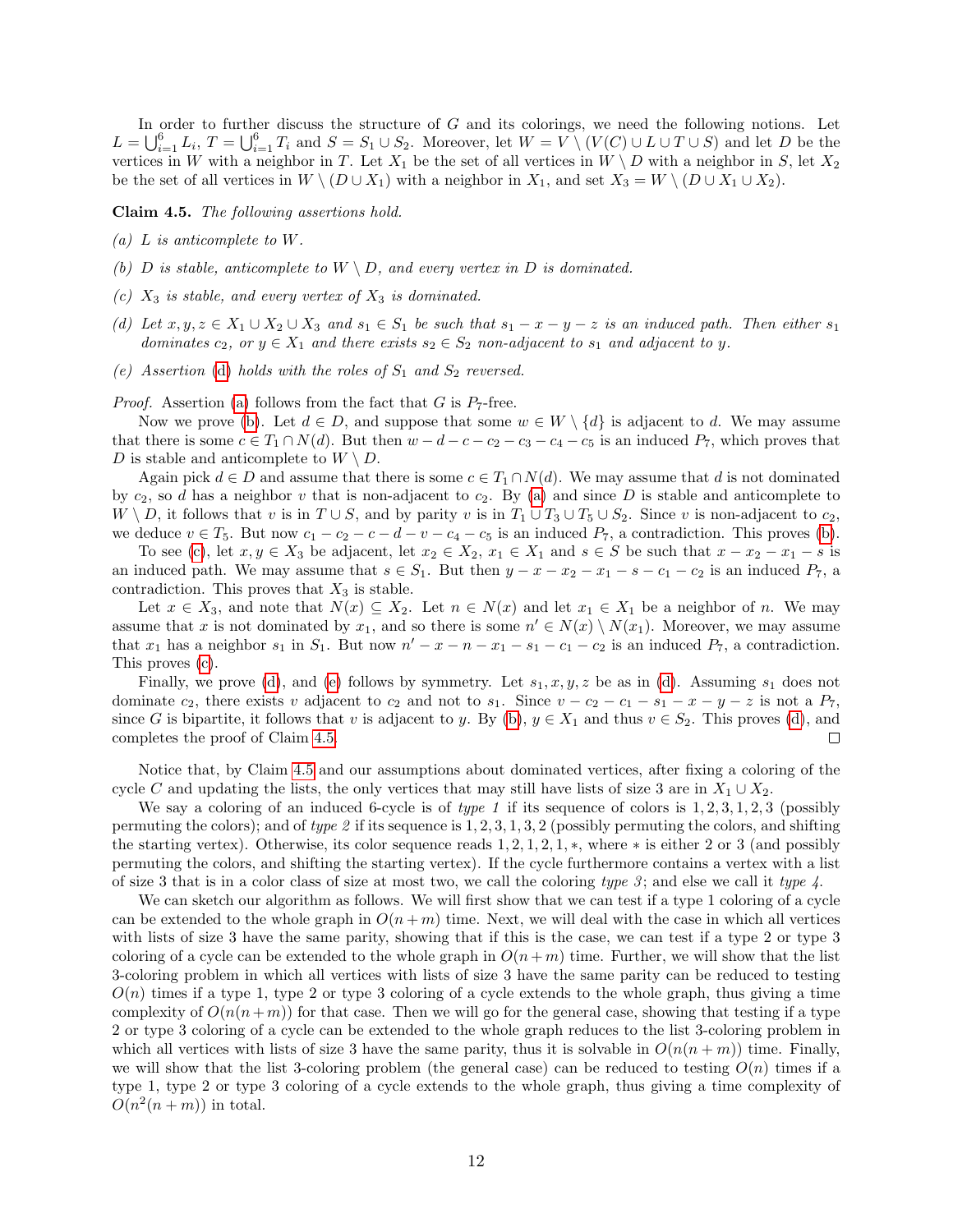In order to further discuss the structure of $G$ and its colorings, we need the following notions. Let $L = \bigcup_{i=1}^{6} L_i$, $T = \bigcup_{i=1}^{6} T_i$ and $S = S_1 \cup S_2$. Moreover, let $W = V \setminus (V(C) \cup L \cup T \cup S)$ and let $D$ be the vertices in $W$ with a neighbor in $T$. Let $X_1$ be the set of all vertices in $W \setminus D$ with a neighbor in $S$, let $X_2$ be the set of all vertices in $W \setminus (D \cup X_1)$ with a neighbor in $X_1$, and set $X_3 = W \setminus (D \cup X_1 \cup X_2)$.

**Claim 4.5.** *The following assertions hold.*

*(a) $L$ is anticomplete to $W$.*

*(b) $D$ is stable, anticomplete to $W \setminus D$, and every vertex in $D$ is dominated.*

*(c) $X_3$ is stable, and every vertex of $X_3$ is dominated.*

*(d) Let $x, y, z \in X_1 \cup X_2 \cup X_3$ and $s_1 \in S_1$ be such that $s_1 - x - y - z$ is an induced path. Then either $s_1$ dominates $c_2$, or $y \in X_1$ and there exists $s_2 \in S_2$ non-adjacent to $s_1$ and adjacent to $y$.*

*(e) Assertion (d) holds with the roles of $S_1$ and $S_2$ reversed.*

*Proof.* Assertion (a) follows from the fact that $G$ is $P_7$-free.

Now we prove (b). Let $d \in D$, and suppose that some $w \in W \setminus \{d\}$ is adjacent to $d$. We may assume that there is some $c \in T_1 \cap N(d)$. But then $w - d - c - c_2 - c_3 - c_4 - c_5$ is an induced $P_7$, which proves that $D$ is stable and anticomplete to $W \setminus D$.

Again pick $d \in D$ and assume that there is some $c \in T_1 \cap N(d)$. We may assume that $d$ is not dominated by $c_2$, so $d$ has a neighbor $v$ that is non-adjacent to $c_2$. By (a) and since $D$ is stable and anticomplete to $W \setminus D$, it follows that $v$ is in $T \cup S$, and by parity $v$ is in $T_1 \cup T_3 \cup T_5 \cup S_2$. Since $v$ is non-adjacent to $c_2$, we deduce $v \in T_5$. But now $c_1 - c_2 - c - d - v - c_4 - c_5$ is an induced $P_7$, a contradiction. This proves (b).

To see (c), let $x, y \in X_3$ be adjacent, let $x_2 \in X_2$, $x_1 \in X_1$ and $s \in S$ be such that $x - x_2 - x_1 - s$ is an induced path. We may assume that $s \in S_1$. But then $y - x - x_2 - x_1 - s - c_1 - c_2$ is an induced $P_7$, a contradiction. This proves that $X_3$ is stable.

Let $x \in X_3$, and note that $N(x) \subseteq X_2$. Let $n \in N(x)$ and let $x_1 \in X_1$ be a neighbor of $n$. We may assume that $x$ is not dominated by $x_1$, and so there is some $n' \in N(x) \setminus N(x_1)$. Moreover, we may assume that $x_1$ has a neighbor $s_1$ in $S_1$. But now $n' - x - n - x_1 - s_1 - c_1 - c_2$ is an induced $P_7$, a contradiction. This proves (c).

Finally, we prove (d), and (e) follows by symmetry. Let $s_1, x, y, z$ be as in (d). Assuming $s_1$ does not dominate $c_2$, there exists $v$ adjacent to $c_2$ and not to $s_1$. Since $v - c_2 - c_1 - s_1 - x - y - z$ is not a $P_7$, since $G$ is bipartite, it follows that $v$ is adjacent to $y$. By (b), $y \in X_1$ and thus $v \in S_2$. This proves (d), and completes the proof of Claim 4.5. □

Notice that, by Claim 4.5 and our assumptions about dominated vertices, after fixing a coloring of the cycle $C$ and updating the lists, the only vertices that may still have lists of size 3 are in $X_1 \cup X_2$.

We say a coloring of an induced 6-cycle is of *type 1* if its sequence of colors is $1, 2, 3, 1, 2, 3$ (possibly permuting the colors); and of *type 2* if its sequence is $1, 2, 3, 1, 3, 2$ (possibly permuting the colors, and shifting the starting vertex). Otherwise, its color sequence reads $1, 2, 1, 2, 1, *$, where $*$ is either 2 or 3 (and possibly permuting the colors, and shifting the starting vertex). If the cycle furthermore contains a vertex with a list of size 3 that is in a color class of size at most two, we call the coloring *type 3*; and else we call it *type 4*.

We can sketch our algorithm as follows. We will first show that we can test if a type 1 coloring of a cycle can be extended to the whole graph in $O(n + m)$ time. Next, we will deal with the case in which all vertices with lists of size 3 have the same parity, showing that if this is the case, we can test if a type 2 or type 3 coloring of a cycle can be extended to the whole graph in $O(n + m)$ time. Further, we will show that the list 3-coloring problem in which all vertices with lists of size 3 have the same parity can be reduced to testing $O(n)$ times if a type 1, type 2 or type 3 coloring of a cycle extends to the whole graph, thus giving a time complexity of $O(n(n + m))$ for that case. Then we will go for the general case, showing that testing if a type 2 or type 3 coloring of a cycle can be extended to the whole graph reduces to the list 3-coloring problem in which all vertices with lists of size 3 have the same parity, thus it is solvable in $O(n(n + m))$ time. Finally, we will show that the list 3-coloring problem (the general case) can be reduced to testing $O(n)$ times if a type 1, type 2 or type 3 coloring of a cycle extends to the whole graph, thus giving a time complexity of $O(n^2(n + m))$ in total.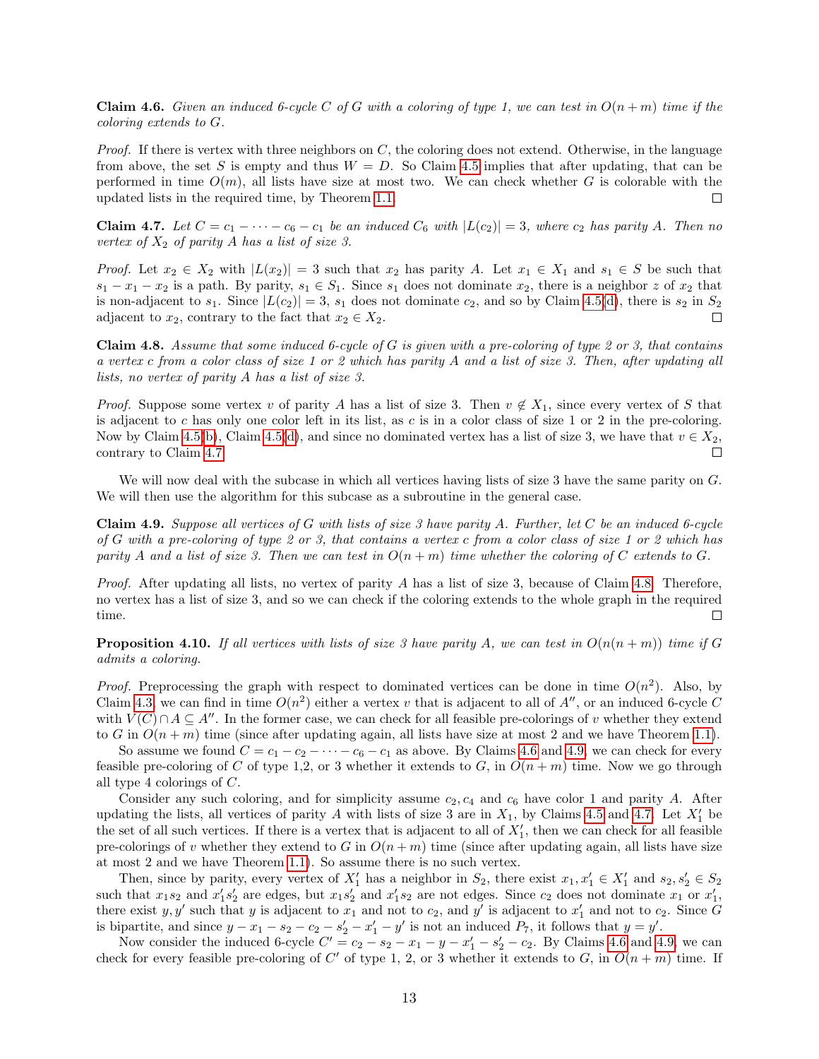**Claim 4.6.** *Given an induced 6-cycle $C$ of $G$ with a coloring of type 1, we can test in $O(n+m)$ time if the coloring extends to $G$.*

*Proof.* If there is vertex with three neighbors on $C$, the coloring does not extend. Otherwise, in the language from above, the set $S$ is empty and thus $W = D$. So Claim 4.5 implies that after updating, that can be performed in time $O(m)$, all lists have size at most two. We can check whether $G$ is colorable with the updated lists in the required time, by Theorem 1.1. □

**Claim 4.7.** *Let $C = c_1 - \cdots - c_6 - c_1$ be an induced $C_6$ with $|L(c_2)| = 3$, where $c_2$ has parity $A$. Then no vertex of $X_2$ of parity $A$ has a list of size 3.*

*Proof.* Let $x_2 \in X_2$ with $|L(x_2)| = 3$ such that $x_2$ has parity $A$. Let $x_1 \in X_1$ and $s_1 \in S$ be such that $s_1 - x_1 - x_2$ is a path. By parity, $s_1 \in S_1$. Since $s_1$ does not dominate $x_2$, there is a neighbor $z$ of $x_2$ that is non-adjacent to $s_1$. Since $|L(c_2)| = 3$, $s_1$ does not dominate $c_2$, and so by Claim 4.5(d), there is $s_2$ in $S_2$ adjacent to $x_2$, contrary to the fact that $x_2 \in X_2$. □

**Claim 4.8.** *Assume that some induced 6-cycle of $G$ is given with a pre-coloring of type 2 or 3, that contains a vertex $c$ from a color class of size 1 or 2 which has parity $A$ and a list of size 3. Then, after updating all lists, no vertex of parity $A$ has a list of size 3.*

*Proof.* Suppose some vertex $v$ of parity $A$ has a list of size 3. Then $v \notin X_1$, since every vertex of $S$ that is adjacent to $c$ has only one color left in its list, as $c$ is in a color class of size 1 or 2 in the pre-coloring. Now by Claim 4.5(b), Claim 4.5(d), and since no dominated vertex has a list of size 3, we have that $v \in X_2$, contrary to Claim 4.7. □

We will now deal with the subcase in which all vertices having lists of size 3 have the same parity on $G$. We will then use the algorithm for this subcase as a subroutine in the general case.

**Claim 4.9.** *Suppose all vertices of $G$ with lists of size 3 have parity $A$. Further, let $C$ be an induced 6-cycle of $G$ with a pre-coloring of type 2 or 3, that contains a vertex $c$ from a color class of size 1 or 2 which has parity $A$ and a list of size 3. Then we can test in $O(n+m)$ time whether the coloring of $C$ extends to $G$.*

*Proof.* After updating all lists, no vertex of parity $A$ has a list of size 3, because of Claim 4.8. Therefore, no vertex has a list of size 3, and so we can check if the coloring extends to the whole graph in the required time. □

**Proposition 4.10.** *If all vertices with lists of size 3 have parity $A$, we can test in $O(n(n+m))$ time if $G$ admits a coloring.*

*Proof.* Preprocessing the graph with respect to dominated vertices can be done in time $O(n^2)$. Also, by Claim 4.3, we can find in time $O(n^2)$ either a vertex $v$ that is adjacent to all of $A''$, or an induced 6-cycle $C$ with $V(C) \cap A \subseteq A''$. In the former case, we can check for all feasible pre-colorings of $v$ whether they extend to $G$ in $O(n+m)$ time (since after updating again, all lists have size at most 2 and we have Theorem 1.1).

So assume we found $C = c_1 - c_2 - \cdots - c_6 - c_1$ as above. By Claims 4.6 and 4.9, we can check for every feasible pre-coloring of $C$ of type 1,2, or 3 whether it extends to $G$, in $O(n+m)$ time. Now we go through all type 4 colorings of $C$.

Consider any such coloring, and for simplicity assume $c_2, c_4$ and $c_6$ have color 1 and parity $A$. After updating the lists, all vertices of parity $A$ with lists of size 3 are in $X_1$, by Claims 4.5 and 4.7. Let $X_1'$ be the set of all such vertices. If there is a vertex that is adjacent to all of $X_1'$, then we can check for all feasible pre-colorings of $v$ whether they extend to $G$ in $O(n+m)$ time (since after updating again, all lists have size at most 2 and we have Theorem 1.1). So assume there is no such vertex.

Then, since by parity, every vertex of $X_1'$ has a neighbor in $S_2$, there exist $x_1, x_1' \in X_1'$ and $s_2, s_2' \in S_2$ such that $x_1s_2$ and $x_1's_2'$ are edges, but $x_1s_2'$ and $x_1's_2$ are not edges. Since $c_2$ does not dominate $x_1$ or $x_1'$, there exist $y, y'$ such that $y$ is adjacent to $x_1$ and not to $c_2$, and $y'$ is adjacent to $x_1'$ and not to $c_2$. Since $G$ is bipartite, and since $y - x_1 - s_2 - c_2 - s_2' - x_1' - y'$ is not an induced $P_7$, it follows that $y = y'$.

Now consider the induced 6-cycle $C' = c_2 - s_2 - x_1 - y - x_1' - s_2' - c_2$. By Claims 4.6 and 4.9, we can check for every feasible pre-coloring of $C'$ of type 1, 2, or 3 whether it extends to $G$, in $O(n+m)$ time. If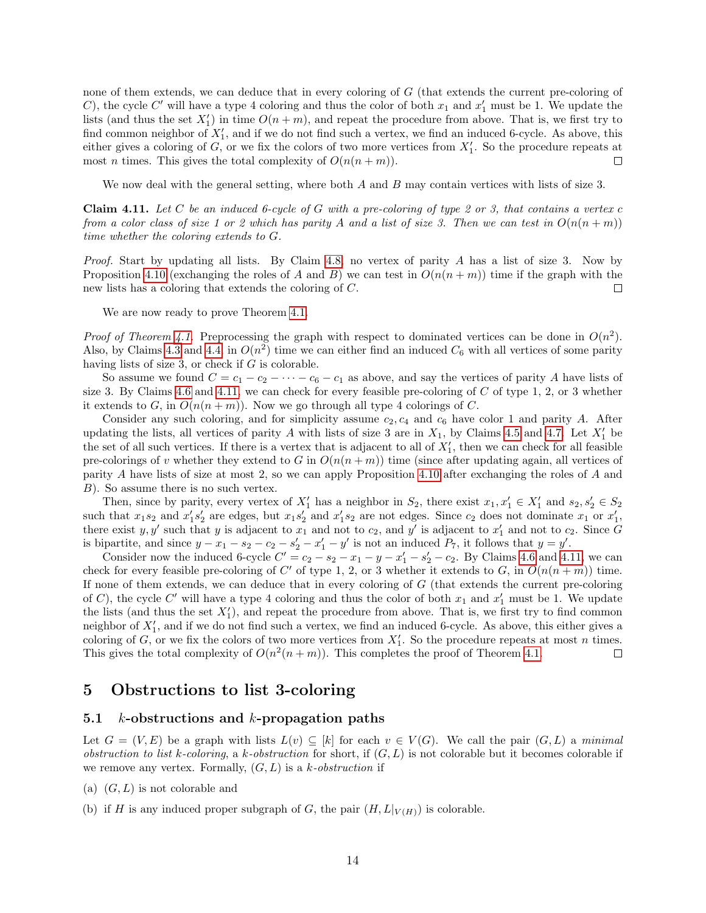none of them extends, we can deduce that in every coloring of $G$ (that extends the current pre-coloring of $C$), the cycle $C'$ will have a type 4 coloring and thus the color of both $x_1$ and $x_1'$ must be 1. We update the lists (and thus the set $X_1'$) in time $O(n+m)$, and repeat the procedure from above. That is, we first try to find common neighbor of $X_1'$, and if we do not find such a vertex, we find an induced 6-cycle. As above, this either gives a coloring of $G$, or we fix the colors of two more vertices from $X_1'$. So the procedure repeats at most $n$ times. This gives the total complexity of $O(n(n+m))$. □

We now deal with the general setting, where both $A$ and $B$ may contain vertices with lists of size 3.

**Claim 4.11.** *Let $C$ be an induced 6-cycle of $G$ with a pre-coloring of type 2 or 3, that contains a vertex $c$ from a color class of size 1 or 2 which has parity $A$ and a list of size 3. Then we can test in $O(n(n+m))$ time whether the coloring extends to $G$.*

*Proof.* Start by updating all lists. By Claim 4.8, no vertex of parity $A$ has a list of size 3. Now by Proposition 4.10 (exchanging the roles of $A$ and $B$) we can test in $O(n(n+m))$ time if the graph with the new lists has a coloring that extends the coloring of $C$. □

We are now ready to prove Theorem 4.1.

*Proof of Theorem 4.1.* Preprocessing the graph with respect to dominated vertices can be done in $O(n^2)$. Also, by Claims 4.3 and 4.4, in $O(n^2)$ time we can either find an induced $C_6$ with all vertices of some parity having lists of size 3, or check if $G$ is colorable.

So assume we found $C = c_1 - c_2 - \cdots - c_6 - c_1$ as above, and say the vertices of parity $A$ have lists of size 3. By Claims 4.6 and 4.11, we can check for every feasible pre-coloring of $C$ of type 1, 2, or 3 whether it extends to $G$, in $O(n(n+m))$. Now we go through all type 4 colorings of $C$.

Consider any such coloring, and for simplicity assume $c_2, c_4$ and $c_6$ have color 1 and parity $A$. After updating the lists, all vertices of parity $A$ with lists of size 3 are in $X_1$, by Claims 4.5 and 4.7. Let $X_1'$ be the set of all such vertices. If there is a vertex that is adjacent to all of $X_1'$, then we can check for all feasible pre-colorings of $v$ whether they extend to $G$ in $O(n(n+m))$ time (since after updating again, all vertices of parity $A$ have lists of size at most 2, so we can apply Proposition 4.10 after exchanging the roles of $A$ and $B$). So assume there is no such vertex.

Then, since by parity, every vertex of $X_1'$ has a neighbor in $S_2$, there exist $x_1, x_1' \in X_1'$ and $s_2, s_2' \in S_2$ such that $x_1s_2$ and $x_1's_2'$ are edges, but $x_1s_2'$ and $x_1's_2$ are not edges. Since $c_2$ does not dominate $x_1$ or $x_1'$, there exist $y, y'$ such that $y$ is adjacent to $x_1$ and not to $c_2$, and $y'$ is adjacent to $x_1'$ and not to $c_2$. Since $G$ is bipartite, and since $y - x_1 - s_2 - c_2 - s_2' - x_1' - y'$ is not an induced $P_7$, it follows that $y = y'$.

Consider now the induced 6-cycle $C' = c_2 - s_2 - x_1 - y - x_1' - s_2' - c_2$. By Claims 4.6 and 4.11, we can check for every feasible pre-coloring of $C'$ of type 1, 2, or 3 whether it extends to $G$, in $O(n(n+m))$ time. If none of them extends, we can deduce that in every coloring of $G$ (that extends the current pre-coloring of $C$), the cycle $C'$ will have a type 4 coloring and thus the color of both $x_1$ and $x_1'$ must be 1. We update the lists (and thus the set $X_1'$), and repeat the procedure from above. That is, we first try to find common neighbor of $X_1'$, and if we do not find such a vertex, we find an induced 6-cycle. As above, this either gives a coloring of $G$, or we fix the colors of two more vertices from $X_1'$. So the procedure repeats at most $n$ times. This gives the total complexity of $O(n^2(n+m))$. This completes the proof of Theorem 4.1. □

## 5 Obstructions to list 3-coloring

### 5.1 $k$-obstructions and $k$-propagation paths

Let $G = (V, E)$ be a graph with lists $L(v) \subseteq [k]$ for each $v \in V(G)$. We call the pair $(G, L)$ a *minimal obstruction to list $k$-coloring*, a *$k$-obstruction* for short, if $(G, L)$ is not colorable but it becomes colorable if we remove any vertex. Formally, $(G, L)$ is a *$k$-obstruction* if

(a) $(G, L)$ is not colorable and

(b) if $H$ is any induced proper subgraph of $G$, the pair $(H, L|_{V(H)})$ is colorable.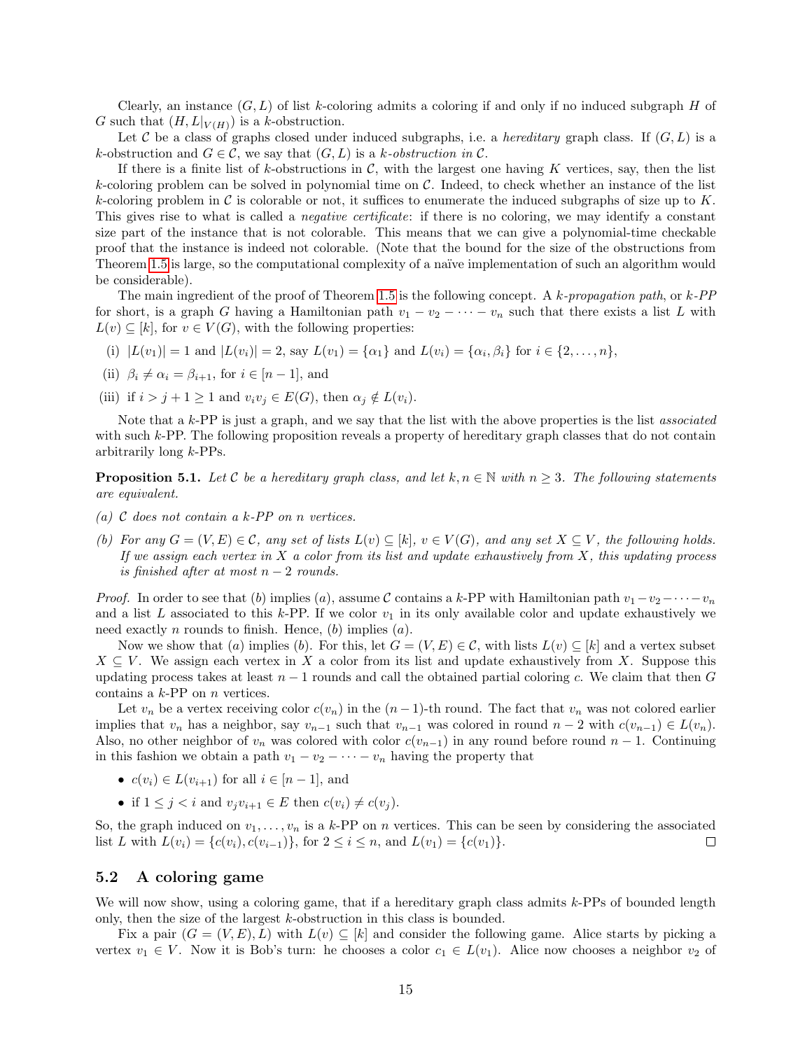Clearly, an instance $(G, L)$ of list $k$-coloring admits a coloring if and only if no induced subgraph $H$ of $G$ such that $(H, L|_{V(H)})$ is a $k$-obstruction.

Let $\mathcal{C}$ be a class of graphs closed under induced subgraphs, i.e. a *hereditary* graph class. If $(G, L)$ is a $k$-obstruction and $G \in \mathcal{C}$, we say that $(G, L)$ is a *$k$-obstruction in $\mathcal{C}$*.

If there is a finite list of $k$-obstructions in $\mathcal{C}$, with the largest one having $K$ vertices, say, then the list $k$-coloring problem can be solved in polynomial time on $\mathcal{C}$. Indeed, to check whether an instance of the list $k$-coloring problem in $\mathcal{C}$ is colorable or not, it suffices to enumerate the induced subgraphs of size up to $K$. This gives rise to what is called a *negative certificate*: if there is no coloring, we may identify a constant size part of the instance that is not colorable. This means that we can give a polynomial-time checkable proof that the instance is indeed not colorable. (Note that the bound for the size of the obstructions from Theorem 1.5 is large, so the computational complexity of a naïve implementation of such an algorithm would be considerable).

The main ingredient of the proof of Theorem 1.5 is the following concept. A *$k$-propagation path*, or *$k$-PP* for short, is a graph $G$ having a Hamiltonian path $v_1 - v_2 - \cdots - v_n$ such that there exists a list $L$ with $L(v) \subseteq [k]$, for $v \in V(G)$, with the following properties:

(i) $|L(v_1)| = 1$ and $|L(v_i)| = 2$, say $L(v_1) = \{\alpha_1\}$ and $L(v_i) = \{\alpha_i, \beta_i\}$ for $i \in \{2, \dots, n\}$,

(ii) $\beta_i \neq \alpha_i = \beta_{i+1}$, for $i \in [n-1]$, and

(iii) if $i > j + 1 \geq 1$ and $v_i v_j \in E(G)$, then $\alpha_j \notin L(v_i)$.

Note that a $k$-PP is just a graph, and we say that the list with the above properties is the list *associated* with such $k$-PP. The following proposition reveals a property of hereditary graph classes that do not contain arbitrarily long $k$-PPs.

**Proposition 5.1.** *Let $\mathcal{C}$ be a hereditary graph class, and let $k, n \in \mathbb{N}$ with $n \geq 3$. The following statements are equivalent.*

*(a) $\mathcal{C}$ does not contain a $k$-PP on $n$ vertices.*

*(b) For any $G = (V, E) \in \mathcal{C}$, any set of lists $L(v) \subseteq [k]$, $v \in V(G)$, and any set $X \subseteq V$, the following holds. If we assign each vertex in $X$ a color from its list and update exhaustively from $X$, this updating process is finished after at most $n - 2$ rounds.*

*Proof.* In order to see that $(b)$ implies $(a)$, assume $\mathcal{C}$ contains a $k$-PP with Hamiltonian path $v_1 - v_2 - \cdots - v_n$ and a list $L$ associated to this $k$-PP. If we color $v_1$ in its only available color and update exhaustively we need exactly $n$ rounds to finish. Hence, $(b)$ implies $(a)$.

Now we show that $(a)$ implies $(b)$. For this, let $G = (V, E) \in \mathcal{C}$, with lists $L(v) \subseteq [k]$ and a vertex subset $X \subseteq V$. We assign each vertex in $X$ a color from its list and update exhaustively from $X$. Suppose this updating process takes at least $n - 1$ rounds and call the obtained partial coloring $c$. We claim that then $G$ contains a $k$-PP on $n$ vertices.

Let $v_n$ be a vertex receiving color $c(v_n)$ in the $(n-1)$-th round. The fact that $v_n$ was not colored earlier implies that $v_n$ has a neighbor, say $v_{n-1}$ such that $v_{n-1}$ was colored in round $n - 2$ with $c(v_{n-1}) \in L(v_n)$. Also, no other neighbor of $v_n$ was colored with color $c(v_{n-1})$ in any round before round $n - 1$. Continuing in this fashion we obtain a path $v_1 - v_2 - \cdots - v_n$ having the property that

- $c(v_i) \in L(v_{i+1})$ for all $i \in [n-1]$, and
- if $1 \leq j < i$ and $v_j v_{i+1} \in E$ then $c(v_i) \neq c(v_j)$.

So, the graph induced on $v_1, \dots, v_n$ is a $k$-PP on $n$ vertices. This can be seen by considering the associated list $L$ with $L(v_i) = \{c(v_i), c(v_{i-1})\}$, for $2 \leq i \leq n$, and $L(v_1) = \{c(v_1)\}$. $\square$

### 5.2 A coloring game

We will now show, using a coloring game, that if a hereditary graph class admits $k$-PPs of bounded length only, then the size of the largest $k$-obstruction in this class is bounded.

Fix a pair $(G = (V, E), L)$ with $L(v) \subseteq [k]$ and consider the following game. Alice starts by picking a vertex $v_1 \in V$. Now it is Bob's turn: he chooses a color $c_1 \in L(v_1)$. Alice now chooses a neighbor $v_2$ of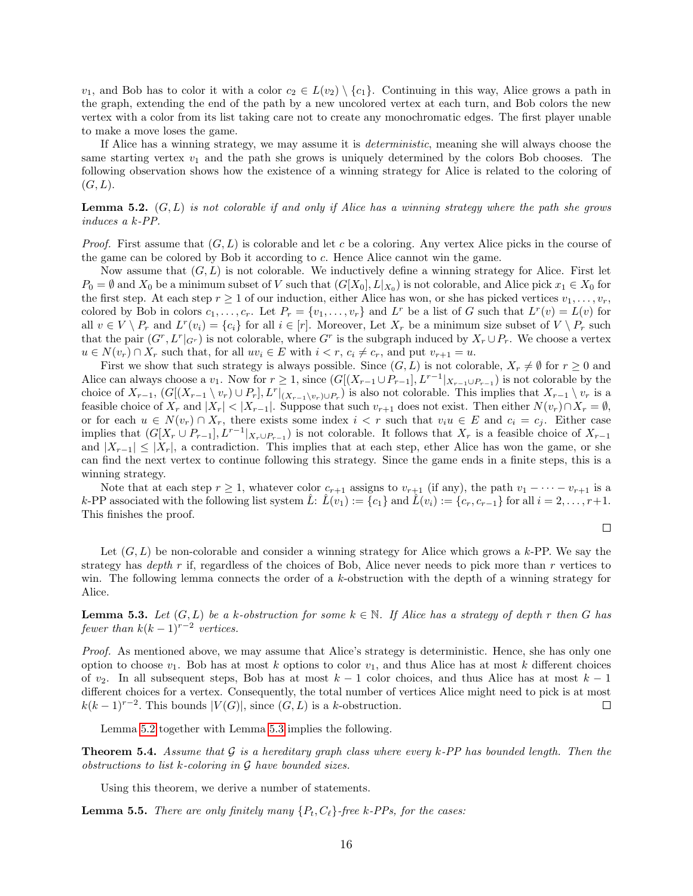$v_1$, and Bob has to color it with a color $c_2 \in L(v_2) \setminus \{c_1\}$. Continuing in this way, Alice grows a path in the graph, extending the end of the path by a new uncolored vertex at each turn, and Bob colors the new vertex with a color from its list taking care not to create any monochromatic edges. The first player unable to make a move loses the game.

If Alice has a winning strategy, we may assume it is *deterministic*, meaning she will always choose the same starting vertex $v_1$ and the path she grows is uniquely determined by the colors Bob chooses. The following observation shows how the existence of a winning strategy for Alice is related to the coloring of $(G, L)$.

**Lemma 5.2.** *$(G, L)$ is not colorable if and only if Alice has a winning strategy where the path she grows induces a $k$-PP.*

*Proof.* First assume that $(G, L)$ is colorable and let $c$ be a coloring. Any vertex Alice picks in the course of the game can be colored by Bob it according to $c$. Hence Alice cannot win the game.

Now assume that $(G, L)$ is not colorable. We inductively define a winning strategy for Alice. First let $P_0 = \emptyset$ and $X_0$ be a minimum subset of $V$ such that $(G[X_0], L|_{X_0})$ is not colorable, and Alice pick $x_1 \in X_0$ for the first step. At each step $r \geq 1$ of our induction, either Alice has won, or she has picked vertices $v_1, \ldots, v_r$, colored by Bob in colors $c_1, \ldots, c_r$. Let $P_r = \{v_1, \ldots, v_r\}$ and $L^r$ be a list of $G$ such that $L^r(v) = L(v)$ for all $v \in V \setminus P_r$ and $L^r(v_i) = \{c_i\}$ for all $i \in [r]$. Moreover, Let $X_r$ be a minimum size subset of $V \setminus P_r$ such that the pair $(G^r, L^r|_{G^r})$ is not colorable, where $G^r$ is the subgraph induced by $X_r \cup P_r$. We choose a vertex $u \in N(v_r) \cap X_r$ such that, for all $uv_i \in E$ with $i < r$, $c_i \neq c_r$, and put $v_{r+1} = u$.

First we show that such strategy is always possible. Since $(G, L)$ is not colorable, $X_r \neq \emptyset$ for $r \geq 0$ and Alice can always choose a $v_1$. Now for $r \geq 1$, since $(G[(X_{r-1} \cup P_{r-1}], L^{r-1}|_{X_{r-1} \cup P_{r-1}})$ is not colorable by the choice of $X_{r-1}$, $(G[(X_{r-1} \setminus v_r) \cup P_r], L^r|_{(X_{r-1} \setminus v_r) \cup P_r})$ is also not colorable. This implies that $X_{r-1} \setminus v_r$ is a feasible choice of $X_r$ and $|X_r| < |X_{r-1}|$. Suppose that such $v_{r+1}$ does not exist. Then either $N(v_r) \cap X_r = \emptyset$, or for each $u \in N(v_r) \cap X_r$, there exists some index $i < r$ such that $v_i u \in E$ and $c_i = c_j$. Either case implies that $(G[X_r \cup P_{r-1}], L^{r-1}|_{X_r \cup P_{r-1}})$ is not colorable. It follows that $X_r$ is a feasible choice of $X_{r-1}$ and $|X_{r-1}| \leq |X_r|$, a contradiction. This implies that at each step, ether Alice has won the game, or she can find the next vertex to continue following this strategy. Since the game ends in a finite steps, this is a winning strategy.

Note that at each step $r \geq 1$, whatever color $c_{r+1}$ assigns to $v_{r+1}$ (if any), the path $v_1 - \cdots - v_{r+1}$ is a $k$-PP associated with the following list system $\hat{L}$: $\hat{L}(v_1) := \{c_1\}$ and $\hat{L}(v_i) := \{c_r, c_{r-1}\}$ for all $i = 2, \ldots, r+1$. This finishes the proof. $\square$

Let $(G, L)$ be non-colorable and consider a winning strategy for Alice which grows a $k$-PP. We say the strategy has *depth* $r$ if, regardless of the choices of Bob, Alice never needs to pick more than $r$ vertices to win. The following lemma connects the order of a $k$-obstruction with the depth of a winning strategy for Alice.

**Lemma 5.3.** *Let $(G, L)$ be a $k$-obstruction for some $k \in \mathbb{N}$. If Alice has a strategy of depth $r$ then $G$ has fewer than $k(k-1)^{r-2}$ vertices.*

*Proof.* As mentioned above, we may assume that Alice's strategy is deterministic. Hence, she has only one option to choose $v_1$. Bob has at most $k$ options to color $v_1$, and thus Alice has at most $k$ different choices of $v_2$. In all subsequent steps, Bob has at most $k-1$ color choices, and thus Alice has at most $k-1$ different choices for a vertex. Consequently, the total number of vertices Alice might need to pick is at most $k(k-1)^{r-2}$. This bounds $|V(G)|$, since $(G, L)$ is a $k$-obstruction. $\square$

Lemma 5.2 together with Lemma 5.3 implies the following.

**Theorem 5.4.** *Assume that $\mathcal{G}$ is a hereditary graph class where every $k$-PP has bounded length. Then the obstructions to list $k$-coloring in $\mathcal{G}$ have bounded sizes.*

Using this theorem, we derive a number of statements.

**Lemma 5.5.** *There are only finitely many $\{P_t, C_\ell\}$-free $k$-PPs, for the cases:*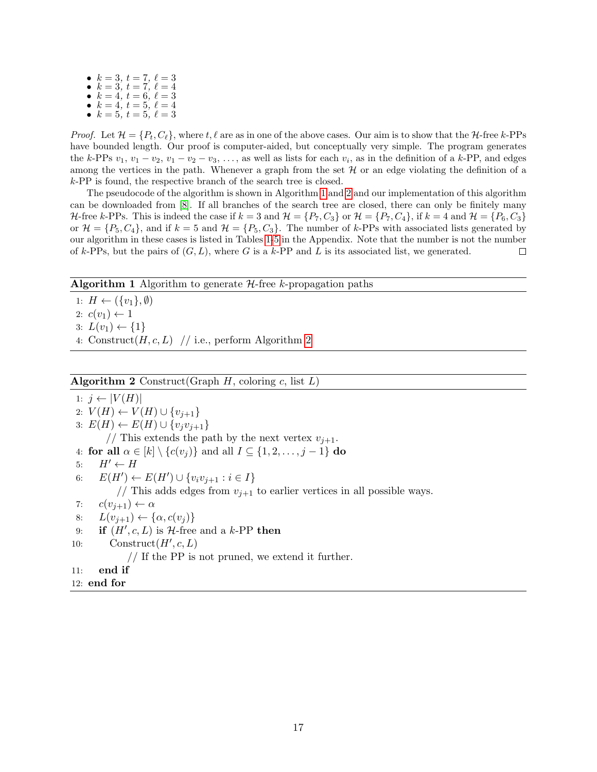- $k = 3$, $t = 7$, $\ell = 3$
- $k = 3$, $t = 7$, $\ell = 4$
- $k = 4$, $t = 6$, $\ell = 3$
- $k = 4$, $t = 5$, $\ell = 4$
- $k = 5$, $t = 5$, $\ell = 3$

*Proof.* Let $\mathcal{H} = \{P_t, C_\ell\}$, where $t, \ell$ are as in one of the above cases. Our aim is to show that the $\mathcal{H}$-free $k$-PPs have bounded length. Our proof is computer-aided, but conceptually very simple. The program generates the $k$-PPs $v_1$, $v_1 - v_2$, $v_1 - v_2 - v_3$, $\ldots$, as well as lists for each $v_i$, as in the definition of a $k$-PP, and edges among the vertices in the path. Whenever a graph from the set $\mathcal{H}$ or an edge violating the definition of a $k$-PP is found, the respective branch of the search tree is closed.

The pseudocode of the algorithm is shown in Algorithm 1 and 2 and our implementation of this algorithm can be downloaded from [8]. If all branches of the search tree are closed, there can only be finitely many $\mathcal{H}$-free $k$-PPs. This is indeed the case if $k = 3$ and $\mathcal{H} = \{P_7, C_3\}$ or $\mathcal{H} = \{P_7, C_4\}$, if $k = 4$ and $\mathcal{H} = \{P_6, C_3\}$ or $\mathcal{H} = \{P_5, C_4\}$, and if $k = 5$ and $\mathcal{H} = \{P_5, C_3\}$. The number of $k$-PPs with associated lists generated by our algorithm in these cases is listed in Tables 1-5 in the Appendix. Note that the number is not the number of $k$-PPs, but the pairs of $(G, L)$, where $G$ is a $k$-PP and $L$ is its associated list, we generated. ☐

**Algorithm 1** Algorithm to generate $\mathcal{H}$-free $k$-propagation paths

```
1: H ← ({v_1}, ∅)
2: c(v_1) ← 1
3: L(v_1) ← {1}
4: Construct(H, c, L)  // i.e., perform Algorithm 2
```

**Algorithm 2** Construct(Graph $H$, coloring $c$, list $L$)

```
1: j ← |V(H)|
2: V(H) ← V(H) ∪ {v_{j+1}}
3: E(H) ← E(H) ∪ {v_j v_{j+1}}
      // This extends the path by the next vertex v_{j+1}.
4: for all α ∈ [k] \ {c(v_j)} and all I ⊆ {1, 2, ..., j − 1} do
5:    H' ← H
6:    E(H') ← E(H') ∪ {v_i v_{j+1} : i ∈ I}
         // This adds edges from v_{j+1} to earlier vertices in all possible ways.
7:    c(v_{j+1}) ← α
8:    L(v_{j+1}) ← {α, c(v_j)}
9:    if (H', c, L) is H-free and a k-PP then
10:      Construct(H', c, L)
            // If the PP is not pruned, we extend it further.
11:   end if
12: end for
```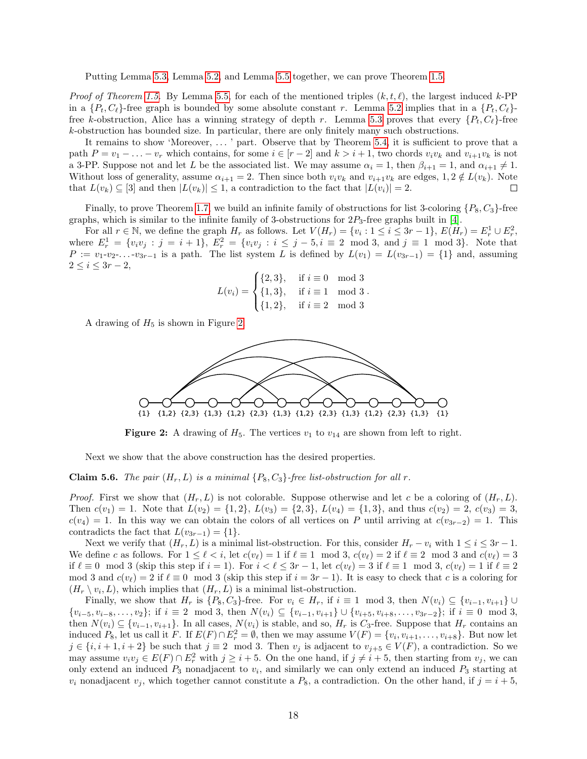Putting Lemma 5.3, Lemma 5.2, and Lemma 5.5 together, we can prove Theorem 1.5.

*Proof of Theorem 1.5.* By Lemma 5.5, for each of the mentioned triples $(k, t, \ell)$, the largest induced $k$-PP in a $\{P_t, C_\ell\}$-free graph is bounded by some absolute constant $r$. Lemma 5.2 implies that in a $\{P_t, C_\ell\}$-free $k$-obstruction, Alice has a winning strategy of depth $r$. Lemma 5.3 proves that every $\{P_t, C_\ell\}$-free $k$-obstruction has bounded size. In particular, there are only finitely many such obstructions.

It remains to show 'Moreover, ... ' part. Observe that by Theorem 5.4, it is sufficient to prove that a path $P = v_1 - \ldots - v_r$ which contains, for some $i \in [r-2]$ and $k > i+1$, two chords $v_i v_k$ and $v_{i+1} v_k$ is not a 3-PP. Suppose not and let $L$ be the associated list. We may assume $\alpha_i = 1$, then $\beta_{i+1} = 1$, and $\alpha_{i+1} \neq 1$. Without loss of generality, assume $\alpha_{i+1} = 2$. Then since both $v_i v_k$ and $v_{i+1} v_k$ are edges, $1, 2 \notin L(v_k)$. Note that $L(v_k) \subseteq [3]$ and then $|L(v_k)| \leq 1$, a contradiction to the fact that $|L(v_i)| = 2$. $\square$

Finally, to prove Theorem 1.7, we build an infinite family of obstructions for list 3-coloring $\{P_8, C_3\}$-free graphs, which is similar to the infinite family of 3-obstructions for $2P_3$-free graphs built in [4].

For all $r \in \mathbb{N}$, we define the graph $H_r$ as follows. Let $V(H_r) = \{v_i : 1 \leq i \leq 3r-1\}$, $E(H_r) = E_r^1 \cup E_r^2$, where $E_r^1 = \{v_i v_j : j = i+1\}$, $E_r^2 = \{v_i v_j : i \leq j-5, i \equiv 2 \mod 3, \text{ and } j \equiv 1 \mod 3\}$. Note that $P := v_1\text{-}v_2\text{-}\ldots\text{-}v_{3r-1}$ is a path. The list system $L$ is defined by $L(v_1) = L(v_{3r-1}) = \{1\}$ and, assuming $2 \leq i \leq 3r-2$,

$$L(v_i) = \begin{cases} \{2,3\}, & \text{if } i \equiv 0 \mod 3 \\ \{1,3\}, & \text{if } i \equiv 1 \mod 3 \\ \{1,2\}, & \text{if } i \equiv 2 \mod 3 \end{cases}.$$

A drawing of $H_5$ is shown in Figure 2.

{1} {1,2} {2,3} {1,3} {1,2} {2,3} {1,3} {1,2} {2,3} {1,3} {1,2} {2,3} {1,3} {1}

**Figure 2:** A drawing of $H_5$. The vertices $v_1$ to $v_{14}$ are shown from left to right.

Next we show that the above construction has the desired properties.

**Claim 5.6.** *The pair $(H_r, L)$ is a minimal $\{P_8, C_3\}$-free list-obstruction for all $r$.*

*Proof.* First we show that $(H_r, L)$ is not colorable. Suppose otherwise and let $c$ be a coloring of $(H_r, L)$. Then $c(v_1) = 1$. Note that $L(v_2) = \{1, 2\}$, $L(v_3) = \{2, 3\}$, $L(v_4) = \{1, 3\}$, and thus $c(v_2) = 2$, $c(v_3) = 3$, $c(v_4) = 1$. In this way we can obtain the colors of all vertices on $P$ until arriving at $c(v_{3r-2}) = 1$. This contradicts the fact that $L(v_{3r-1}) = \{1\}$.

Next we verify that $(H_r, L)$ is a minimal list-obstruction. For this, consider $H_r - v_i$ with $1 \leq i \leq 3r-1$. We define $c$ as follows. For $1 \leq \ell < i$, let $c(v_\ell) = 1$ if $\ell \equiv 1 \mod 3$, $c(v_\ell) = 2$ if $\ell \equiv 2 \mod 3$ and $c(v_\ell) = 3$ if $\ell \equiv 0 \mod 3$ (skip this step if $i = 1$). For $i < \ell \leq 3r-1$, let $c(v_\ell) = 3$ if $\ell \equiv 1 \mod 3$, $c(v_\ell) = 1$ if $\ell \equiv 2 \mod 3$ and $c(v_\ell) = 2$ if $\ell \equiv 0 \mod 3$ (skip this step if $i = 3r-1$). It is easy to check that $c$ is a coloring for $(H_r \setminus v_i, L)$, which implies that $(H_r, L)$ is a minimal list-obstruction.

Finally, we show that $H_r$ is $\{P_8, C_3\}$-free. For $v_i \in H_r$, if $i \equiv 1 \mod 3$, then $N(v_i) \subseteq \{v_{i-1}, v_{i+1}\} \cup \{v_{i-5}, v_{i-8}, \ldots, v_2\}$; if $i \equiv 2 \mod 3$, then $N(v_i) \subseteq \{v_{i-1}, v_{i+1}\} \cup \{v_{i+5}, v_{i+8}, \ldots, v_{3r-2}\}$; if $i \equiv 0 \mod 3$, then $N(v_i) \subseteq \{v_{i-1}, v_{i+1}\}$. In all cases, $N(v_i)$ is stable, and so, $H_r$ is $C_3$-free. Suppose that $H_r$ contains an induced $P_8$, let us call it $F$. If $E(F) \cap E_r^2 = \emptyset$, then we may assume $V(F) = \{v_i, v_{i+1}, \ldots, v_{i+8}\}$. But now let $j \in \{i, i+1, i+2\}$ be such that $j \equiv 2 \mod 3$. Then $v_j$ is adjacent to $v_{j+5} \in V(F)$, a contradiction. So we may assume $v_i v_j \in E(F) \cap E_r^2$ with $j \geq i+5$. On the one hand, if $j \neq i+5$, then starting from $v_j$, we can only extend an induced $P_3$ nonadjacent to $v_i$, and similarly we can only extend an induced $P_3$ starting at $v_i$ nonadjacent $v_j$, which together cannot constitute a $P_8$, a contradiction. On the other hand, if $j = i+5$,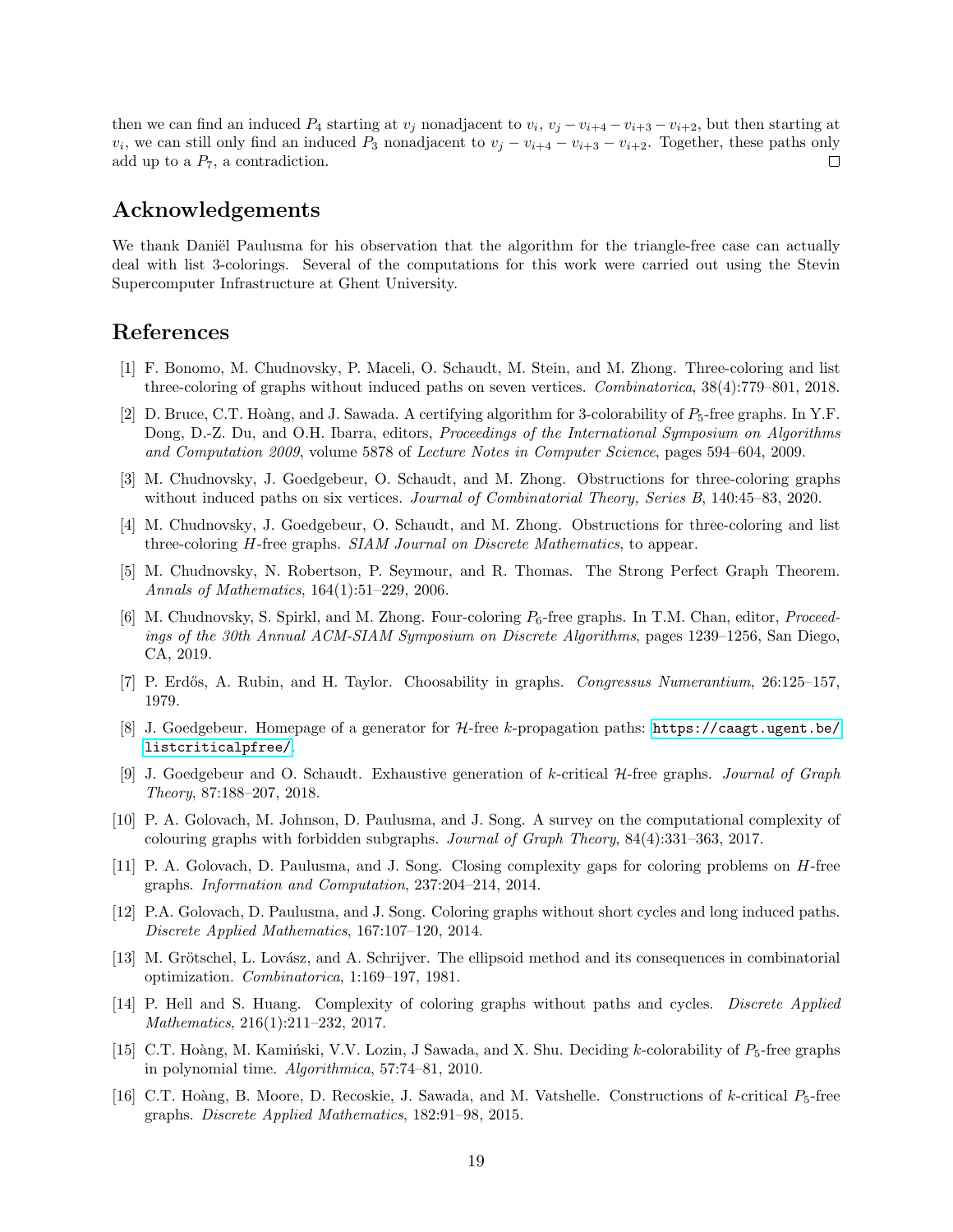then we can find an induced $P_4$ starting at $v_j$ nonadjacent to $v_i$, $v_j - v_{i+4} - v_{i+3} - v_{i+2}$, but then starting at $v_i$, we can still only find an induced $P_3$ nonadjacent to $v_j - v_{i+4} - v_{i+3} - v_{i+2}$. Together, these paths only add up to a $P_7$, a contradiction. □

## Acknowledgements

We thank Daniël Paulusma for his observation that the algorithm for the triangle-free case can actually deal with list 3-colorings. Several of the computations for this work were carried out using the Stevin Supercomputer Infrastructure at Ghent University.

## References

[1] F. Bonomo, M. Chudnovsky, P. Maceli, O. Schaudt, M. Stein, and M. Zhong. Three-coloring and list three-coloring of graphs without induced paths on seven vertices. *Combinatorica*, 38(4):779–801, 2018.

[2] D. Bruce, C.T. Hoàng, and J. Sawada. A certifying algorithm for 3-colorability of $P_5$-free graphs. In Y.F. Dong, D.-Z. Du, and O.H. Ibarra, editors, *Proceedings of the International Symposium on Algorithms and Computation 2009*, volume 5878 of *Lecture Notes in Computer Science*, pages 594–604, 2009.

[3] M. Chudnovsky, J. Goedgebeur, O. Schaudt, and M. Zhong. Obstructions for three-coloring graphs without induced paths on six vertices. *Journal of Combinatorial Theory, Series B*, 140:45–83, 2020.

[4] M. Chudnovsky, J. Goedgebeur, O. Schaudt, and M. Zhong. Obstructions for three-coloring and list three-coloring $H$-free graphs. *SIAM Journal on Discrete Mathematics*, to appear.

[5] M. Chudnovsky, N. Robertson, P. Seymour, and R. Thomas. The Strong Perfect Graph Theorem. *Annals of Mathematics*, 164(1):51–229, 2006.

[6] M. Chudnovsky, S. Spirkl, and M. Zhong. Four-coloring $P_6$-free graphs. In T.M. Chan, editor, *Proceedings of the 30th Annual ACM-SIAM Symposium on Discrete Algorithms*, pages 1239–1256, San Diego, CA, 2019.

[7] P. Erdős, A. Rubin, and H. Taylor. Choosability in graphs. *Congressus Numerantium*, 26:125–157, 1979.

[8] J. Goedgebeur. Homepage of a generator for $\mathcal{H}$-free $k$-propagation paths: https://caagt.ugent.be/listcriticalpfree/.

[9] J. Goedgebeur and O. Schaudt. Exhaustive generation of $k$-critical $\mathcal{H}$-free graphs. *Journal of Graph Theory*, 87:188–207, 2018.

[10] P. A. Golovach, M. Johnson, D. Paulusma, and J. Song. A survey on the computational complexity of colouring graphs with forbidden subgraphs. *Journal of Graph Theory*, 84(4):331–363, 2017.

[11] P. A. Golovach, D. Paulusma, and J. Song. Closing complexity gaps for coloring problems on $H$-free graphs. *Information and Computation*, 237:204–214, 2014.

[12] P.A. Golovach, D. Paulusma, and J. Song. Coloring graphs without short cycles and long induced paths. *Discrete Applied Mathematics*, 167:107–120, 2014.

[13] M. Grötschel, L. Lovász, and A. Schrijver. The ellipsoid method and its consequences in combinatorial optimization. *Combinatorica*, 1:169–197, 1981.

[14] P. Hell and S. Huang. Complexity of coloring graphs without paths and cycles. *Discrete Applied Mathematics*, 216(1):211–232, 2017.

[15] C.T. Hoàng, M. Kamiński, V.V. Lozin, J Sawada, and X. Shu. Deciding $k$-colorability of $P_5$-free graphs in polynomial time. *Algorithmica*, 57:74–81, 2010.

[16] C.T. Hoàng, B. Moore, D. Recoskie, J. Sawada, and M. Vatshelle. Constructions of $k$-critical $P_5$-free graphs. *Discrete Applied Mathematics*, 182:91–98, 2015.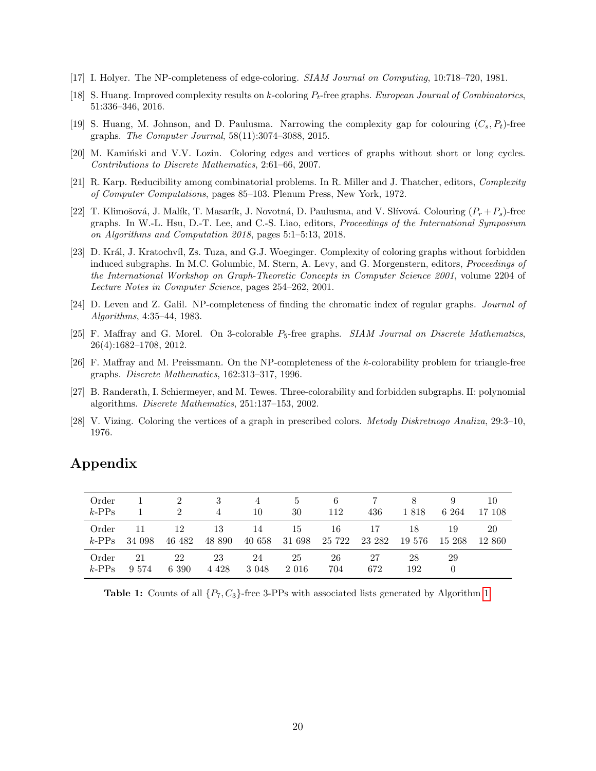[17] I. Holyer. The NP-completeness of edge-coloring. *SIAM Journal on Computing*, 10:718–720, 1981.

[18] S. Huang. Improved complexity results on $k$-coloring $P_t$-free graphs. *European Journal of Combinatorics*, 51:336–346, 2016.

[19] S. Huang, M. Johnson, and D. Paulusma. Narrowing the complexity gap for colouring $(C_s, P_t)$-free graphs. *The Computer Journal*, 58(11):3074–3088, 2015.

[20] M. Kamiński and V.V. Lozin. Coloring edges and vertices of graphs without short or long cycles. *Contributions to Discrete Mathematics*, 2:61–66, 2007.

[21] R. Karp. Reducibility among combinatorial problems. In R. Miller and J. Thatcher, editors, *Complexity of Computer Computations*, pages 85–103. Plenum Press, New York, 1972.

[22] T. Klimošová, J. Malík, T. Masarík, J. Novotná, D. Paulusma, and V. Slívová. Colouring $(P_r + P_s)$-free graphs. In W.-L. Hsu, D.-T. Lee, and C.-S. Liao, editors, *Proceedings of the International Symposium on Algorithms and Computation 2018*, pages 5:1–5:13, 2018.

[23] D. Král, J. Kratochvíl, Zs. Tuza, and G.J. Woeginger. Complexity of coloring graphs without forbidden induced subgraphs. In M.C. Golumbic, M. Stern, A. Levy, and G. Morgenstern, editors, *Proceedings of the International Workshop on Graph-Theoretic Concepts in Computer Science 2001*, volume 2204 of *Lecture Notes in Computer Science*, pages 254–262, 2001.

[24] D. Leven and Z. Galil. NP-completeness of finding the chromatic index of regular graphs. *Journal of Algorithms*, 4:35–44, 1983.

[25] F. Maffray and G. Morel. On 3-colorable $P_5$-free graphs. *SIAM Journal on Discrete Mathematics*, 26(4):1682–1708, 2012.

[26] F. Maffray and M. Preissmann. On the NP-completeness of the $k$-colorability problem for triangle-free graphs. *Discrete Mathematics*, 162:313–317, 1996.

[27] B. Randerath, I. Schiermeyer, and M. Tewes. Three-colorability and forbidden subgraphs. II: polynomial algorithms. *Discrete Mathematics*, 251:137–153, 2002.

[28] V. Vizing. Coloring the vertices of a graph in prescribed colors. *Metody Diskretnogo Analiza*, 29:3–10, 1976.

# Appendix

| Order | 1 | 2 | 3 | 4 | 5 | 6 | 7 | 8 | 9 | 10 |
|---|---|---|---|---|---|---|---|---|---|---|
| $k$-PPs | 1 | 2 | 4 | 10 | 30 | 112 | 436 | 1 818 | 6 264 | 17 108 |
| Order | 11 | 12 | 13 | 14 | 15 | 16 | 17 | 18 | 19 | 20 |
| $k$-PPs | 34 098 | 46 482 | 48 890 | 40 658 | 31 698 | 25 722 | 23 282 | 19 576 | 15 268 | 12 860 |
| Order | 21 | 22 | 23 | 24 | 25 | 26 | 27 | 28 | 29 | |
| $k$-PPs | 9 574 | 6 390 | 4 428 | 3 048 | 2 016 | 704 | 672 | 192 | 0 | |

**Table 1:** Counts of all $\{P_7, C_3\}$-free 3-PPs with associated lists generated by Algorithm 1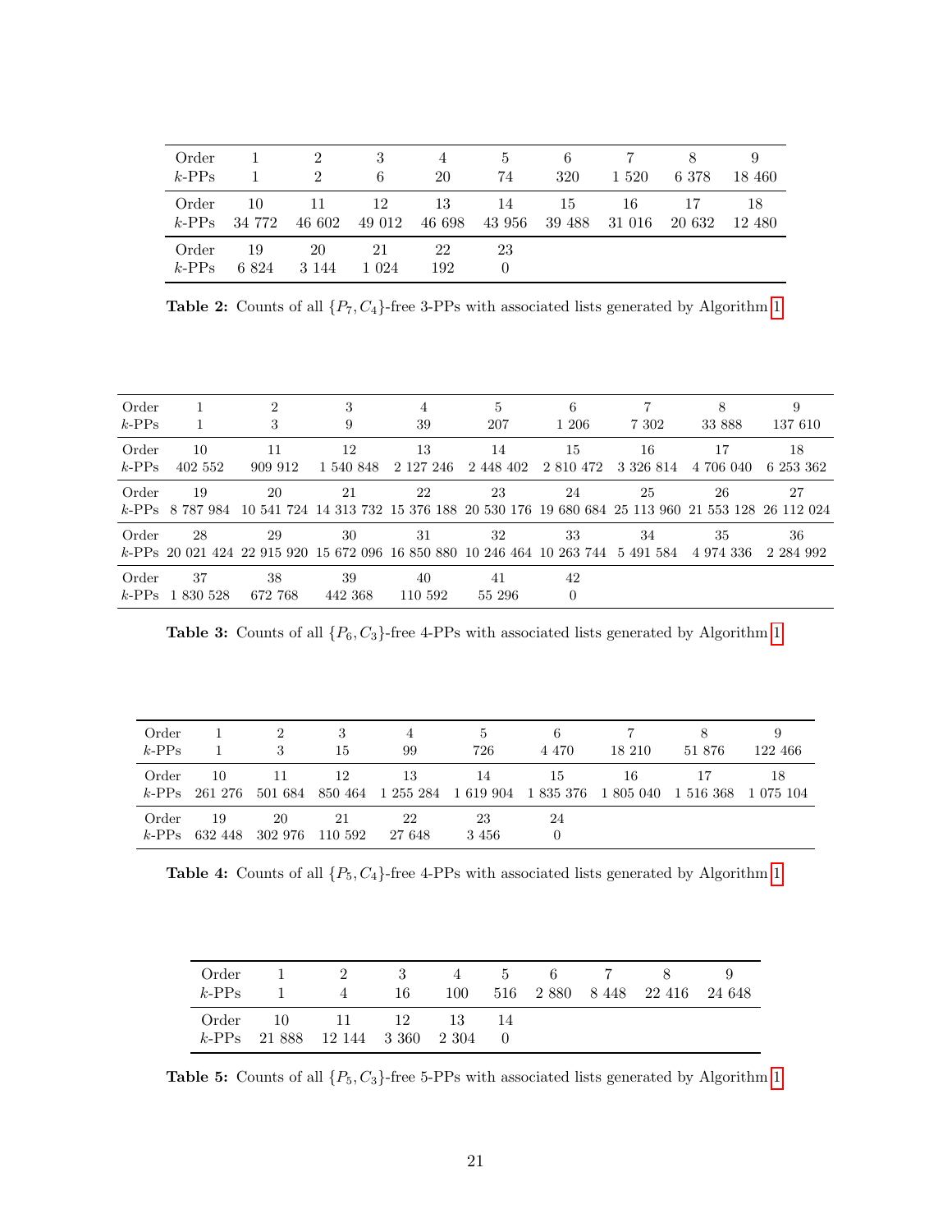| | | | | | | | | | |
|---|---|---|---|---|---|---|---|---|---|
| Order | 1 | 2 | 3 | 4 | 5 | 6 | 7 | 8 | 9 |
| $k$-PPs | 1 | 2 | 6 | 20 | 74 | 320 | 1 520 | 6 378 | 18 460 |
| Order | 10 | 11 | 12 | 13 | 14 | 15 | 16 | 17 | 18 |
| $k$-PPs | 34 772 | 46 602 | 49 012 | 46 698 | 43 956 | 39 488 | 31 016 | 20 632 | 12 480 |
| Order | 19 | 20 | 21 | 22 | 23 | | | | |
| $k$-PPs | 6 824 | 3 144 | 1 024 | 192 | 0 | | | | |

**Table 2:** Counts of all $\{P_7, C_4\}$-free 3-PPs with associated lists generated by Algorithm 1

| | | | | | | | | | |
|---|---|---|---|---|---|---|---|---|---|
| Order | 1 | 2 | 3 | 4 | 5 | 6 | 7 | 8 | 9 |
| $k$-PPs | 1 | 3 | 9 | 39 | 207 | 1 206 | 7 302 | 33 888 | 137 610 |
| Order | 10 | 11 | 12 | 13 | 14 | 15 | 16 | 17 | 18 |
| $k$-PPs | 402 552 | 909 912 | 1 540 848 | 2 127 246 | 2 448 402 | 2 810 472 | 3 326 814 | 4 706 040 | 6 253 362 |
| Order | 19 | 20 | 21 | 22 | 23 | 24 | 25 | 26 | 27 |
| $k$-PPs | 8 787 984 | 10 541 724 | 14 313 732 | 15 376 188 | 20 530 176 | 19 680 684 | 25 113 960 | 21 553 128 | 26 112 024 |
| Order | 28 | 29 | 30 | 31 | 32 | 33 | 34 | 35 | 36 |
| $k$-PPs | 20 021 424 | 22 915 920 | 15 672 096 | 16 850 880 | 10 246 464 | 10 263 744 | 5 491 584 | 4 974 336 | 2 284 992 |
| Order | 37 | 38 | 39 | 40 | 41 | 42 | | | |
| $k$-PPs | 1 830 528 | 672 768 | 442 368 | 110 592 | 55 296 | 0 | | | |

**Table 3:** Counts of all $\{P_6, C_3\}$-free 4-PPs with associated lists generated by Algorithm 1

| | | | | | | | | | |
|---|---|---|---|---|---|---|---|---|---|
| Order | 1 | 2 | 3 | 4 | 5 | 6 | 7 | 8 | 9 |
| $k$-PPs | 1 | 3 | 15 | 99 | 726 | 4 470 | 18 210 | 51 876 | 122 466 |
| Order | 10 | 11 | 12 | 13 | 14 | 15 | 16 | 17 | 18 |
| $k$-PPs | 261 276 | 501 684 | 850 464 | 1 255 284 | 1 619 904 | 1 835 376 | 1 805 040 | 1 516 368 | 1 075 104 |
| Order | 19 | 20 | 21 | 22 | 23 | 24 | | | |
| $k$-PPs | 632 448 | 302 976 | 110 592 | 27 648 | 3 456 | 0 | | | |

**Table 4:** Counts of all $\{P_5, C_4\}$-free 4-PPs with associated lists generated by Algorithm 1

| | | | | | | | | | |
|---|---|---|---|---|---|---|---|---|---|
| Order | 1 | 2 | 3 | 4 | 5 | 6 | 7 | 8 | 9 |
| $k$-PPs | 1 | 4 | 16 | 100 | 516 | 2 880 | 8 448 | 22 416 | 24 648 |
| Order | 10 | 11 | 12 | 13 | 14 | | | | |
| $k$-PPs | 21 888 | 12 144 | 3 360 | 2 304 | 0 | | | | |

**Table 5:** Counts of all $\{P_5, C_3\}$-free 5-PPs with associated lists generated by Algorithm 1